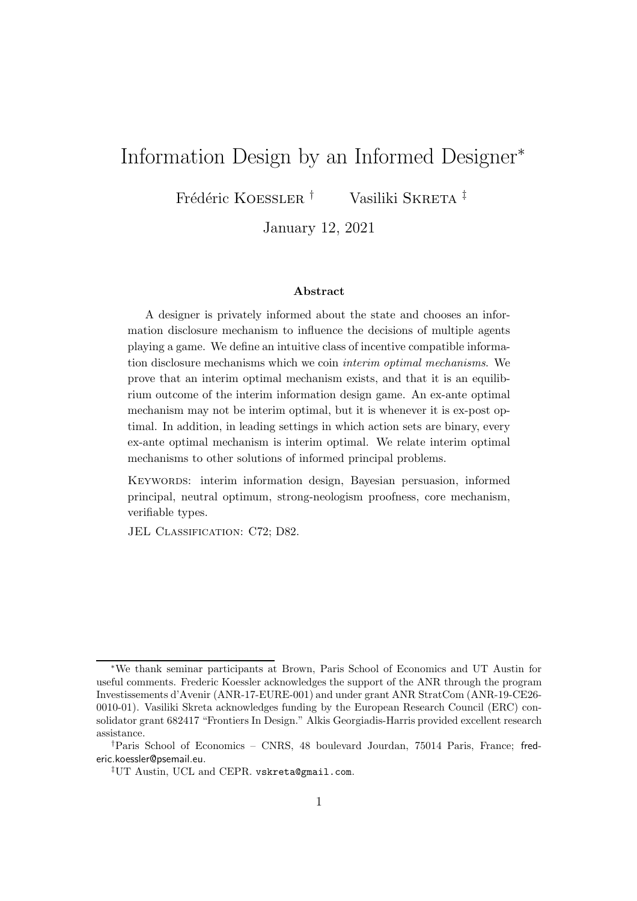# Information Design by an Informed Designer*

Frédéric KOESSLER [†] Vasiliki SKRETA [‡]

January 12, 2021

### Abstract

A designer is privately informed about the state and chooses an information disclosure mechanism to influence the decisions of multiple agents playing a game. We define an intuitive class of incentive compatible information disclosure mechanisms which we coin *interim optimal mechanisms*. We prove that an interim optimal mechanism exists, and that it is an equilibrium outcome of the interim information design game. An ex-ante optimal mechanism may not be interim optimal, but it is whenever it is ex-post optimal. In addition, in leading settings in which action sets are binary, every ex-ante optimal mechanism is interim optimal. We relate interim optimal mechanisms to other solutions of informed principal problems.

KEYWORDS: interim information design, Bayesian persuasion, informed principal, neutral optimum, strong-neologism proofness, core mechanism, verifiable types.

JEL CLASSIFICATION: C72; D82.

---

*We thank seminar participants at Brown, Paris School of Economics and UT Austin for useful comments. Frederic Koessler acknowledges the support of the ANR through the program Investissements d'Avenir (ANR-17-EURE-001) and under grant ANR StratCom (ANR-19-CE26-0010-01). Vasiliki Skreta acknowledges funding by the European Research Council (ERC) consolidator grant 682417 "Frontiers In Design." Alkis Georgiadis-Harris provided excellent research assistance.

†Paris School of Economics – CNRS, 48 boulevard Jourdan, 75014 Paris, France; frederic.koessler@psemail.eu.

‡UT Austin, UCL and CEPR. vskreta@gmail.com.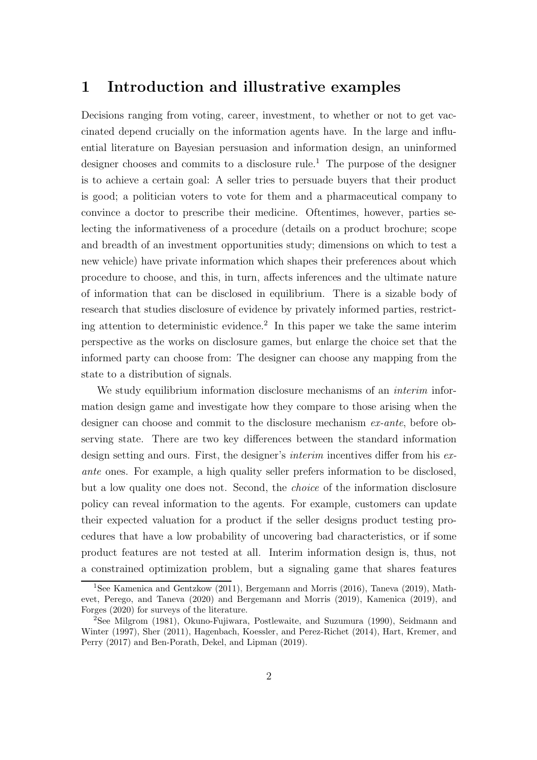# 1 Introduction and illustrative examples

Decisions ranging from voting, career, investment, to whether or not to get vaccinated depend crucially on the information agents have. In the large and influential literature on Bayesian persuasion and information design, an uninformed designer chooses and commits to a disclosure rule.[1] The purpose of the designer is to achieve a certain goal: A seller tries to persuade buyers that their product is good; a politician voters to vote for them and a pharmaceutical company to convince a doctor to prescribe their medicine. Oftentimes, however, parties selecting the informativeness of a procedure (details on a product brochure; scope and breadth of an investment opportunities study; dimensions on which to test a new vehicle) have private information which shapes their preferences about which procedure to choose, and this, in turn, affects inferences and the ultimate nature of information that can be disclosed in equilibrium. There is a sizable body of research that studies disclosure of evidence by privately informed parties, restricting attention to deterministic evidence.[2] In this paper we take the same interim perspective as the works on disclosure games, but enlarge the choice set that the informed party can choose from: The designer can choose any mapping from the state to a distribution of signals.

We study equilibrium information disclosure mechanisms of an *interim* information design game and investigate how they compare to those arising when the designer can choose and commit to the disclosure mechanism *ex-ante*, before observing state. There are two key differences between the standard information design setting and ours. First, the designer's *interim* incentives differ from his *ex-ante* ones. For example, a high quality seller prefers information to be disclosed, but a low quality one does not. Second, the *choice* of the information disclosure policy can reveal information to the agents. For example, customers can update their expected valuation for a product if the seller designs product testing procedures that have a low probability of uncovering bad characteristics, or if some product features are not tested at all. Interim information design is, thus, not a constrained optimization problem, but a signaling game that shares features

[1] See Kamenica and Gentzkow (2011), Bergemann and Morris (2016), Taneva (2019), Mathevet, Perego, and Taneva (2020) and Bergemann and Morris (2019), Kamenica (2019), and Forges (2020) for surveys of the literature.

[2] See Milgrom (1981), Okuno-Fujiwara, Postlewaite, and Suzumura (1990), Seidmann and Winter (1997), Sher (2011), Hagenbach, Koessler, and Perez-Richet (2014), Hart, Kremer, and Perry (2017) and Ben-Porath, Dekel, and Lipman (2019).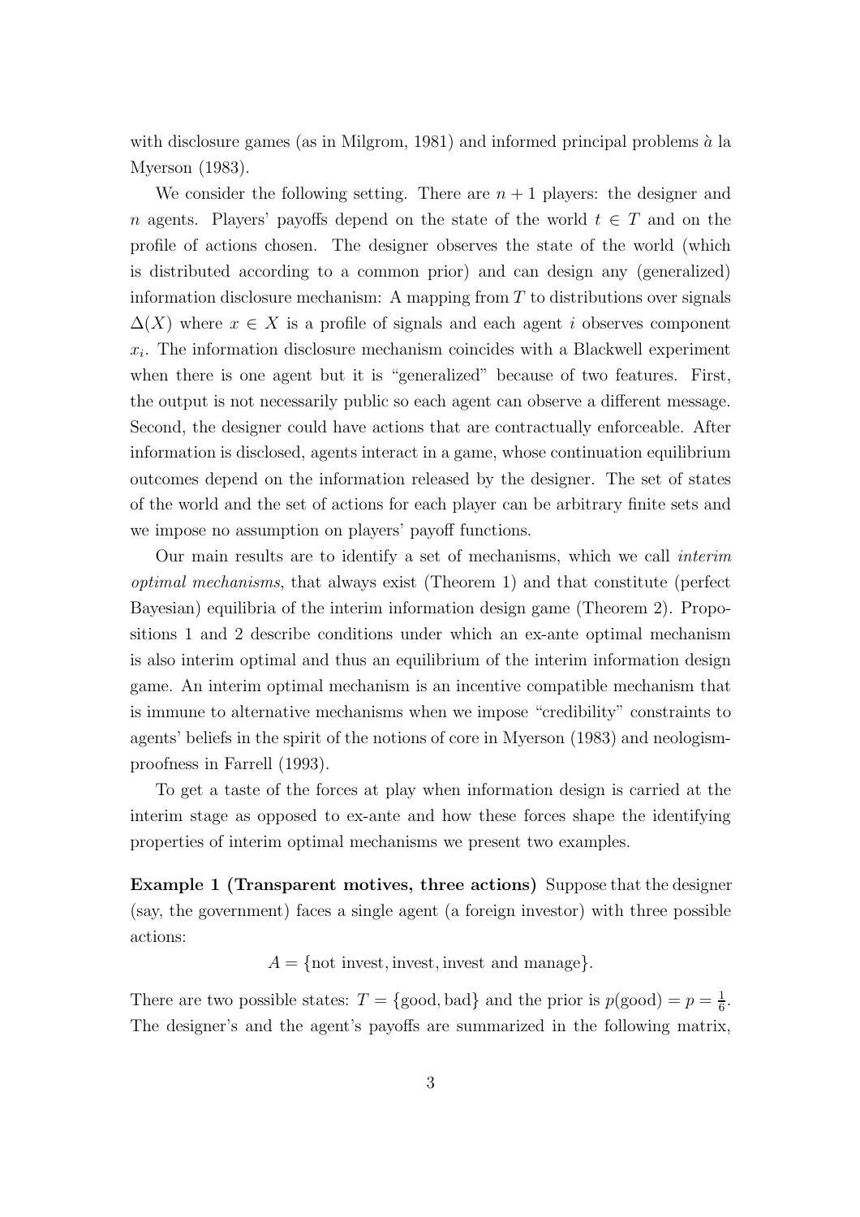with disclosure games (as in Milgrom, 1981) and informed principal problems *à* la Myerson (1983).

We consider the following setting. There are $n+1$ players: the designer and $n$ agents. Players' payoffs depend on the state of the world $t \in T$ and on the profile of actions chosen. The designer observes the state of the world (which is distributed according to a common prior) and can design any (generalized) information disclosure mechanism: A mapping from $T$ to distributions over signals $\Delta(X)$ where $x \in X$ is a profile of signals and each agent $i$ observes component $x_i$. The information disclosure mechanism coincides with a Blackwell experiment when there is one agent but it is "generalized" because of two features. First, the output is not necessarily public so each agent can observe a different message. Second, the designer could have actions that are contractually enforceable. After information is disclosed, agents interact in a game, whose continuation equilibrium outcomes depend on the information released by the designer. The set of states of the world and the set of actions for each player can be arbitrary finite sets and we impose no assumption on players' payoff functions.

Our main results are to identify a set of mechanisms, which we call *interim optimal mechanisms*, that always exist (Theorem 1) and that constitute (perfect Bayesian) equilibria of the interim information design game (Theorem 2). Propositions 1 and 2 describe conditions under which an ex-ante optimal mechanism is also interim optimal and thus an equilibrium of the interim information design game. An interim optimal mechanism is an incentive compatible mechanism that is immune to alternative mechanisms when we impose "credibility" constraints to agents' beliefs in the spirit of the notions of core in Myerson (1983) and neologism-proofness in Farrell (1993).

To get a taste of the forces at play when information design is carried at the interim stage as opposed to ex-ante and how these forces shape the identifying properties of interim optimal mechanisms we present two examples.

**Example 1 (Transparent motives, three actions)** Suppose that the designer (say, the government) faces a single agent (a foreign investor) with three possible actions:

$$A = \{\text{not invest}, \text{invest}, \text{invest and manage}\}.$$

There are two possible states: $T = \{\text{good}, \text{bad}\}$ and the prior is $p(\text{good}) = p = \frac{1}{6}$. The designer's and the agent's payoffs are summarized in the following matrix,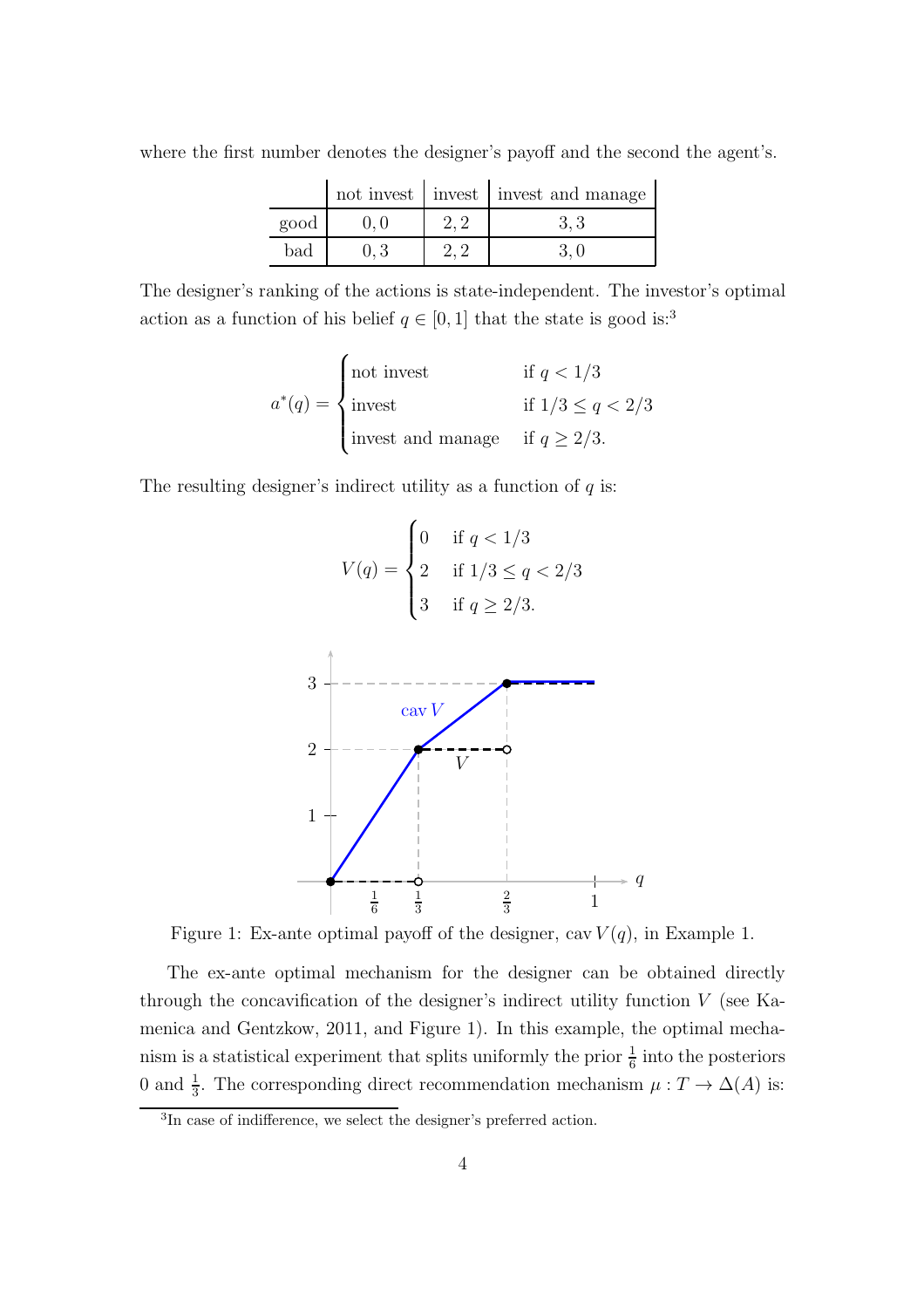where the first number denotes the designer's payoff and the second the agent's.

| | not invest | invest | invest and manage |
|---|---|---|---|
| good | $0, 0$ | $2, 2$ | $3, 3$ |
| bad | $0, 3$ | $2, 2$ | $3, 0$ |

The designer's ranking of the actions is state-independent. The investor's optimal action as a function of his belief $q \in [0, 1]$ that the state is good is:[3]

$$a^*(q) = \begin{cases} \text{not invest} & \text{if } q < 1/3 \\ \text{invest} & \text{if } 1/3 \leq q < 2/3 \\ \text{invest and manage} & \text{if } q \geq 2/3. \end{cases}$$

The resulting designer's indirect utility as a function of $q$ is:

$$V(q) = \begin{cases} 0 & \text{if } q < 1/3 \\ 2 & \text{if } 1/3 \leq q < 2/3 \\ 3 & \text{if } q \geq 2/3. \end{cases}$$

Figure 1: Ex-ante optimal payoff of the designer, $\text{cav}\, V(q)$, in Example 1.

The ex-ante optimal mechanism for the designer can be obtained directly through the concavification of the designer's indirect utility function $V$ (see Kamenica and Gentzkow, 2011, and Figure 1). In this example, the optimal mechanism is a statistical experiment that splits uniformly the prior $\frac{1}{6}$ into the posteriors 0 and $\frac{1}{3}$. The corresponding direct recommendation mechanism $\mu : T \to \Delta(A)$ is:

[3] In case of indifference, we select the designer's preferred action.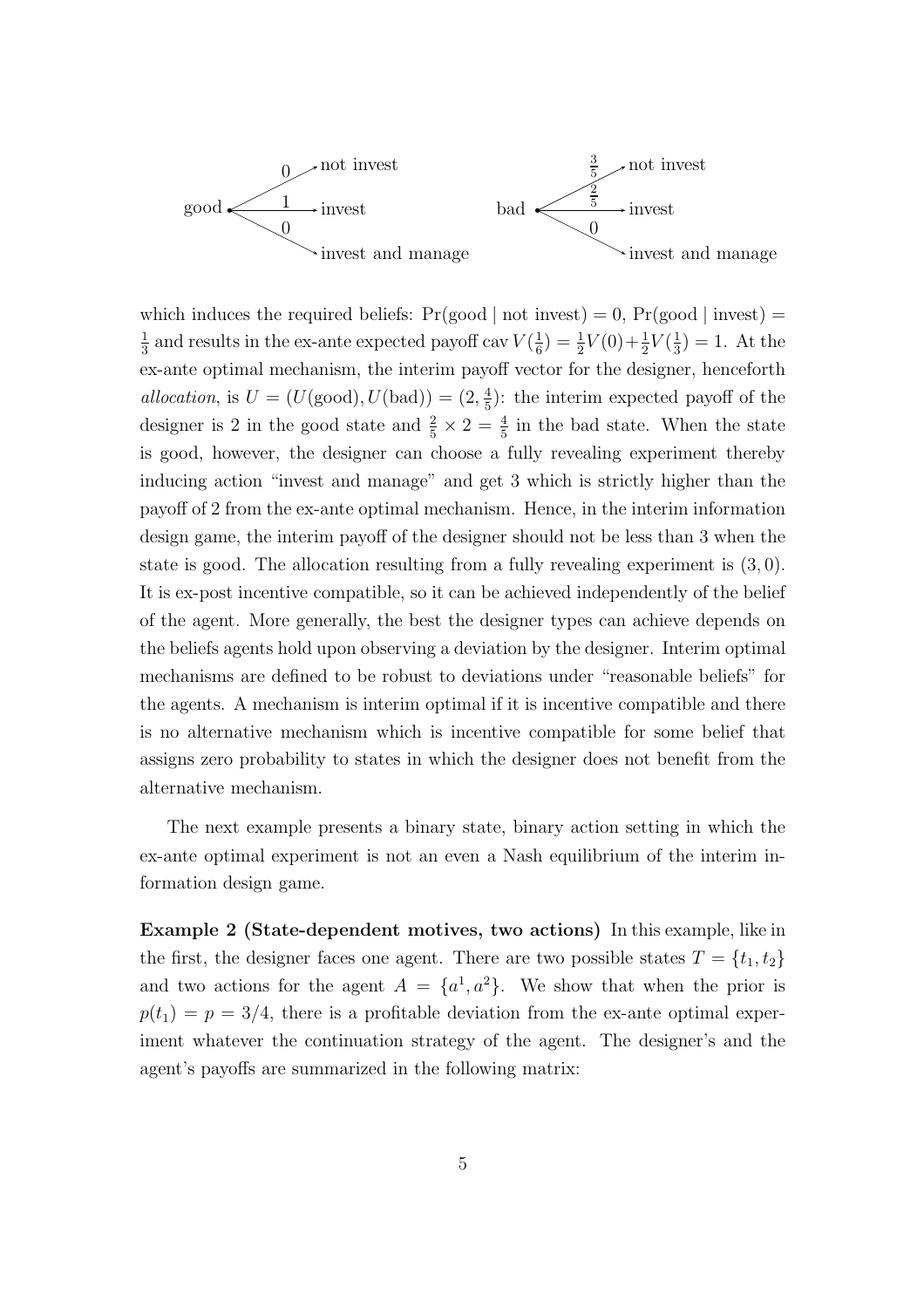| | | |
|---|---|---|
| good | $0$ | not invest |
| | $1$ | invest |
| | $0$ | invest and manage |

| | | |
|---|---|---|
| bad | $\frac{3}{5}$ | not invest |
| | $\frac{2}{5}$ | invest |
| | $0$ | invest and manage |

which induces the required beliefs: $\Pr(\text{good} \mid \text{not invest}) = 0$, $\Pr(\text{good} \mid \text{invest}) = \frac{1}{3}$ and results in the ex-ante expected payoff $\text{cav}\, V(\frac{1}{6}) = \frac{1}{2}V(0) + \frac{1}{2}V(\frac{1}{3}) = 1$. At the ex-ante optimal mechanism, the interim payoff vector for the designer, henceforth *allocation*, is $U = (U(\text{good}), U(\text{bad})) = (2, \frac{4}{5})$: the interim expected payoff of the designer is 2 in the good state and $\frac{2}{5} \times 2 = \frac{4}{5}$ in the bad state. When the state is good, however, the designer can choose a fully revealing experiment thereby inducing action "invest and manage" and get 3 which is strictly higher than the payoff of 2 from the ex-ante optimal mechanism. Hence, in the interim information design game, the interim payoff of the designer should not be less than 3 when the state is good. The allocation resulting from a fully revealing experiment is $(3, 0)$. It is ex-post incentive compatible, so it can be achieved independently of the belief of the agent. More generally, the best the designer types can achieve depends on the beliefs agents hold upon observing a deviation by the designer. Interim optimal mechanisms are defined to be robust to deviations under "reasonable beliefs" for the agents. A mechanism is interim optimal if it is incentive compatible and there is no alternative mechanism which is incentive compatible for some belief that assigns zero probability to states in which the designer does not benefit from the alternative mechanism.

The next example presents a binary state, binary action setting in which the ex-ante optimal experiment is not an even a Nash equilibrium of the interim information design game.

**Example 2 (State-dependent motives, two actions)** In this example, like in the first, the designer faces one agent. There are two possible states $T = \{t_1, t_2\}$ and two actions for the agent $A = \{a^1, a^2\}$. We show that when the prior is $p(t_1) = p = 3/4$, there is a profitable deviation from the ex-ante optimal experiment whatever the continuation strategy of the agent. The designer's and the agent's payoffs are summarized in the following matrix: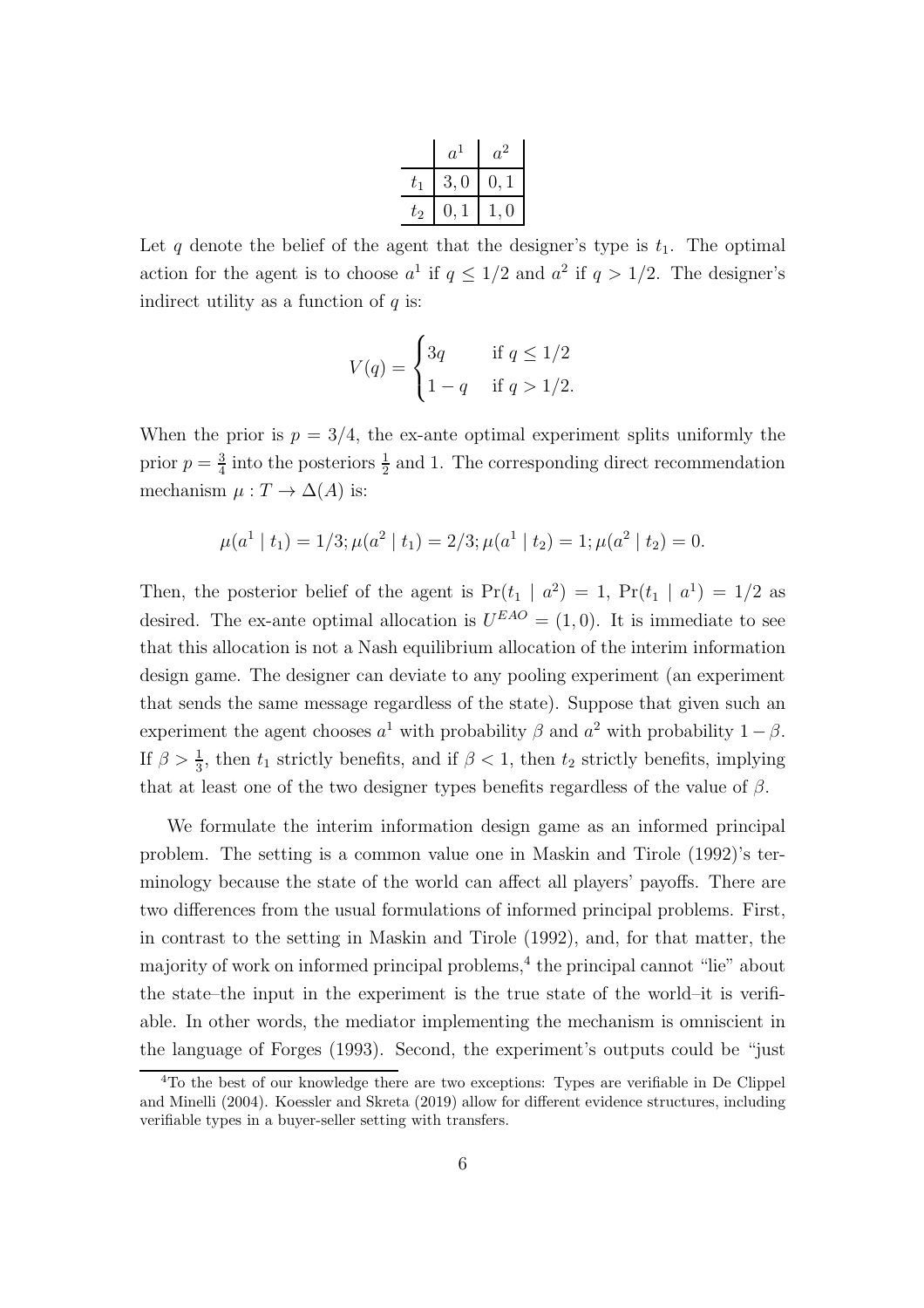|  | $a^1$ | $a^2$ |
|---|---|---|
| $t_1$ | $3, 0$ | $0, 1$ |
| $t_2$ | $0, 1$ | $1, 0$ |

Let $q$ denote the belief of the agent that the designer's type is $t_1$. The optimal action for the agent is to choose $a^1$ if $q \leq 1/2$ and $a^2$ if $q > 1/2$. The designer's indirect utility as a function of $q$ is:

$$V(q) = \begin{cases} 3q & \text{if } q \leq 1/2 \\ 1-q & \text{if } q > 1/2. \end{cases}$$

When the prior is $p = 3/4$, the ex-ante optimal experiment splits uniformly the prior $p = \frac{3}{4}$ into the posteriors $\frac{1}{2}$ and 1. The corresponding direct recommendation mechanism $\mu : T \to \Delta(A)$ is:

$$\mu(a^1 \mid t_1) = 1/3; \mu(a^2 \mid t_1) = 2/3; \mu(a^1 \mid t_2) = 1; \mu(a^2 \mid t_2) = 0.$$

Then, the posterior belief of the agent is $\Pr(t_1 \mid a^2) = 1$, $\Pr(t_1 \mid a^1) = 1/2$ as desired. The ex-ante optimal allocation is $U^{EAO} = (1, 0)$. It is immediate to see that this allocation is not a Nash equilibrium allocation of the interim information design game. The designer can deviate to any pooling experiment (an experiment that sends the same message regardless of the state). Suppose that given such an experiment the agent chooses $a^1$ with probability $\beta$ and $a^2$ with probability $1 - \beta$. If $\beta > \frac{1}{3}$, then $t_1$ strictly benefits, and if $\beta < 1$, then $t_2$ strictly benefits, implying that at least one of the two designer types benefits regardless of the value of $\beta$.

We formulate the interim information design game as an informed principal problem. The setting is a common value one in Maskin and Tirole (1992)'s terminology because the state of the world can affect all players' payoffs. There are two differences from the usual formulations of informed principal problems. First, in contrast to the setting in Maskin and Tirole (1992), and, for that matter, the majority of work on informed principal problems,[4] the principal cannot "lie" about the state–the input in the experiment is the true state of the world–it is verifiable. In other words, the mediator implementing the mechanism is omniscient in the language of Forges (1993). Second, the experiment's outputs could be "just

[4] To the best of our knowledge there are two exceptions: Types are verifiable in De Clippel and Minelli (2004). Koessler and Skreta (2019) allow for different evidence structures, including verifiable types in a buyer-seller setting with transfers.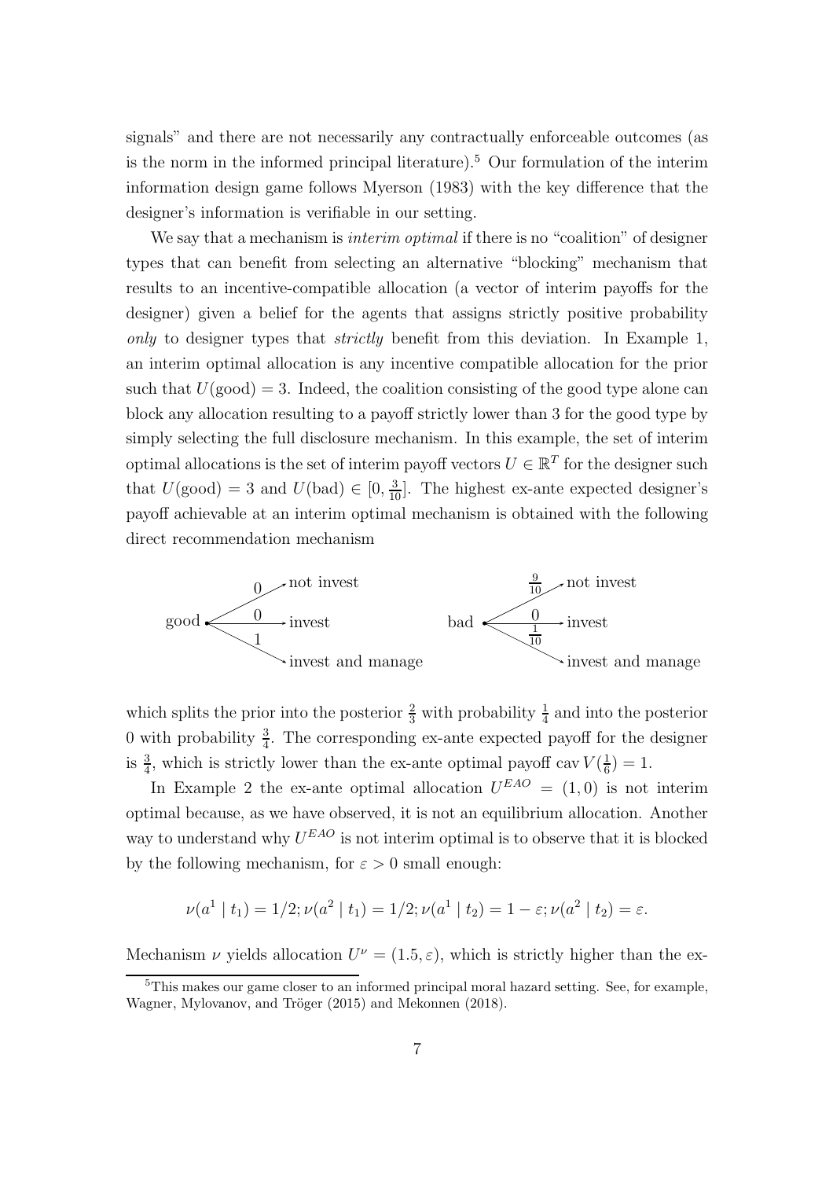signals" and there are not necessarily any contractually enforceable outcomes (as is the norm in the informed principal literature).[5] Our formulation of the interim information design game follows Myerson (1983) with the key difference that the designer's information is verifiable in our setting.

We say that a mechanism is *interim optimal* if there is no "coalition" of designer types that can benefit from selecting an alternative "blocking" mechanism that results to an incentive-compatible allocation (a vector of interim payoffs for the designer) given a belief for the agents that assigns strictly positive probability *only* to designer types that *strictly* benefit from this deviation. In Example 1, an interim optimal allocation is any incentive compatible allocation for the prior such that $U(\text{good}) = 3$. Indeed, the coalition consisting of the good type alone can block any allocation resulting to a payoff strictly lower than 3 for the good type by simply selecting the full disclosure mechanism. In this example, the set of interim optimal allocations is the set of interim payoff vectors $U \in \mathbb{R}^T$ for the designer such that $U(\text{good}) = 3$ and $U(\text{bad}) \in [0, \frac{3}{10}]$. The highest ex-ante expected designer's payoff achievable at an interim optimal mechanism is obtained with the following direct recommendation mechanism

good → not invest: $0$; invest: $0$; invest and manage: $1$

bad → not invest: $\frac{9}{10}$; invest: $0$; invest and manage: $\frac{1}{10}$

which splits the prior into the posterior $\frac{2}{3}$ with probability $\frac{1}{4}$ and into the posterior 0 with probability $\frac{3}{4}$. The corresponding ex-ante expected payoff for the designer is $\frac{3}{4}$, which is strictly lower than the ex-ante optimal payoff $\text{cav}\, V(\frac{1}{6}) = 1$.

In Example 2 the ex-ante optimal allocation $U^{EAO} = (1, 0)$ is not interim optimal because, as we have observed, it is not an equilibrium allocation. Another way to understand why $U^{EAO}$ is not interim optimal is to observe that it is blocked by the following mechanism, for $\varepsilon > 0$ small enough:

$$\nu(a^1 \mid t_1) = 1/2; \nu(a^2 \mid t_1) = 1/2; \nu(a^1 \mid t_2) = 1 - \varepsilon; \nu(a^2 \mid t_2) = \varepsilon.$$

Mechanism $\nu$ yields allocation $U^\nu = (1.5, \varepsilon)$, which is strictly higher than the ex-

[5] This makes our game closer to an informed principal moral hazard setting. See, for example, Wagner, Mylovanov, and Tröger (2015) and Mekonnen (2018).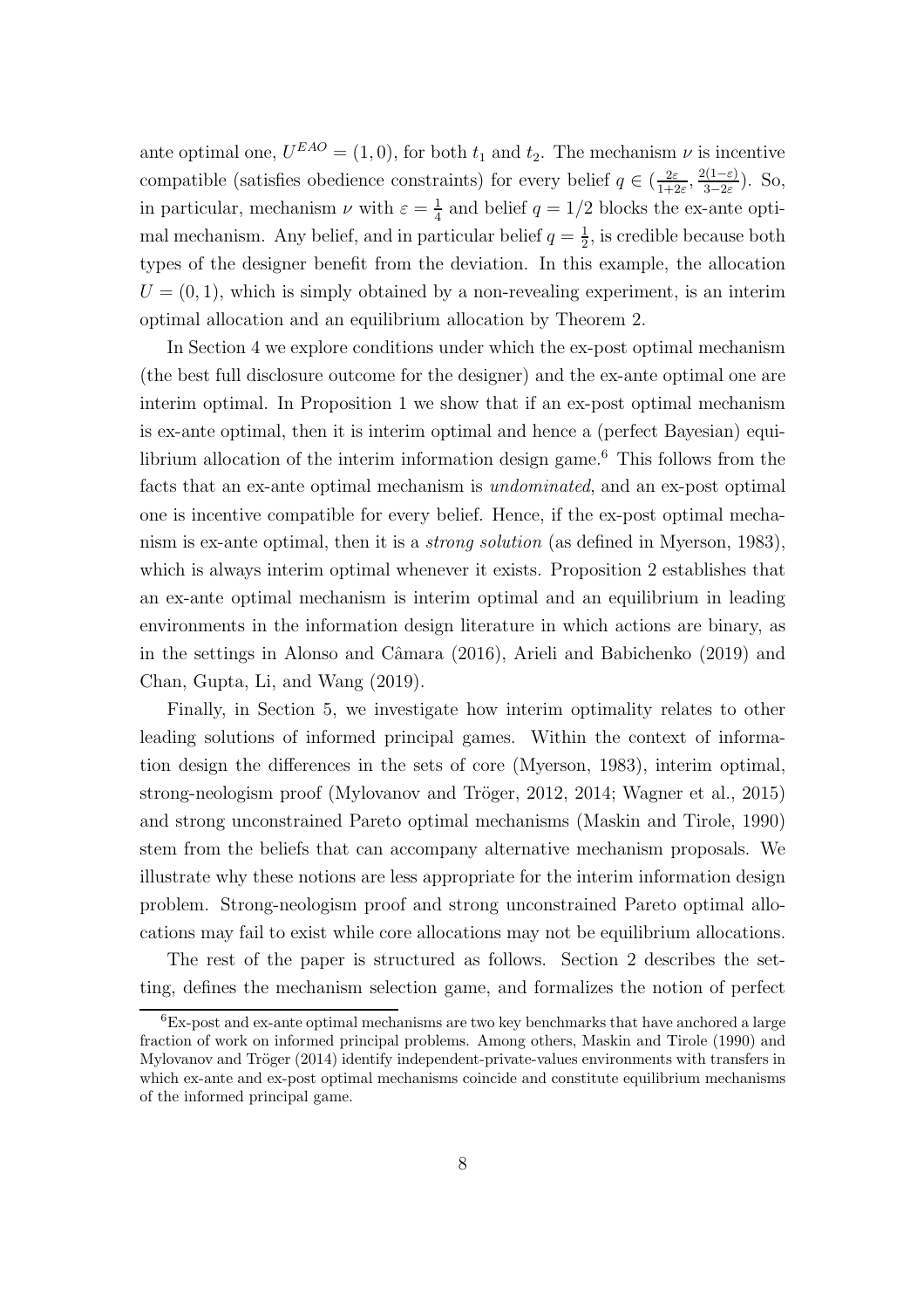ante optimal one, $U^{EAO} = (1, 0)$, for both $t_1$ and $t_2$. The mechanism $\nu$ is incentive compatible (satisfies obedience constraints) for every belief $q \in (\frac{2\varepsilon}{1+2\varepsilon}, \frac{2(1-\varepsilon)}{3-2\varepsilon})$. So, in particular, mechanism $\nu$ with $\varepsilon = \frac{1}{4}$ and belief $q = 1/2$ blocks the ex-ante optimal mechanism. Any belief, and in particular belief $q = \frac{1}{2}$, is credible because both types of the designer benefit from the deviation. In this example, the allocation $U = (0, 1)$, which is simply obtained by a non-revealing experiment, is an interim optimal allocation and an equilibrium allocation by Theorem 2.

In Section 4 we explore conditions under which the ex-post optimal mechanism (the best full disclosure outcome for the designer) and the ex-ante optimal one are interim optimal. In Proposition 1 we show that if an ex-post optimal mechanism is ex-ante optimal, then it is interim optimal and hence a (perfect Bayesian) equilibrium allocation of the interim information design game.[6] This follows from the facts that an ex-ante optimal mechanism is *undominated*, and an ex-post optimal one is incentive compatible for every belief. Hence, if the ex-post optimal mechanism is ex-ante optimal, then it is a *strong solution* (as defined in Myerson, 1983), which is always interim optimal whenever it exists. Proposition 2 establishes that an ex-ante optimal mechanism is interim optimal and an equilibrium in leading environments in the information design literature in which actions are binary, as in the settings in Alonso and Câmara (2016), Arieli and Babichenko (2019) and Chan, Gupta, Li, and Wang (2019).

Finally, in Section 5, we investigate how interim optimality relates to other leading solutions of informed principal games. Within the context of information design the differences in the sets of core (Myerson, 1983), interim optimal, strong-neologism proof (Mylovanov and Tröger, 2012, 2014; Wagner et al., 2015) and strong unconstrained Pareto optimal mechanisms (Maskin and Tirole, 1990) stem from the beliefs that can accompany alternative mechanism proposals. We illustrate why these notions are less appropriate for the interim information design problem. Strong-neologism proof and strong unconstrained Pareto optimal allocations may fail to exist while core allocations may not be equilibrium allocations.

The rest of the paper is structured as follows. Section 2 describes the setting, defines the mechanism selection game, and formalizes the notion of perfect

[6] Ex-post and ex-ante optimal mechanisms are two key benchmarks that have anchored a large fraction of work on informed principal problems. Among others, Maskin and Tirole (1990) and Mylovanov and Tröger (2014) identify independent-private-values environments with transfers in which ex-ante and ex-post optimal mechanisms coincide and constitute equilibrium mechanisms of the informed principal game.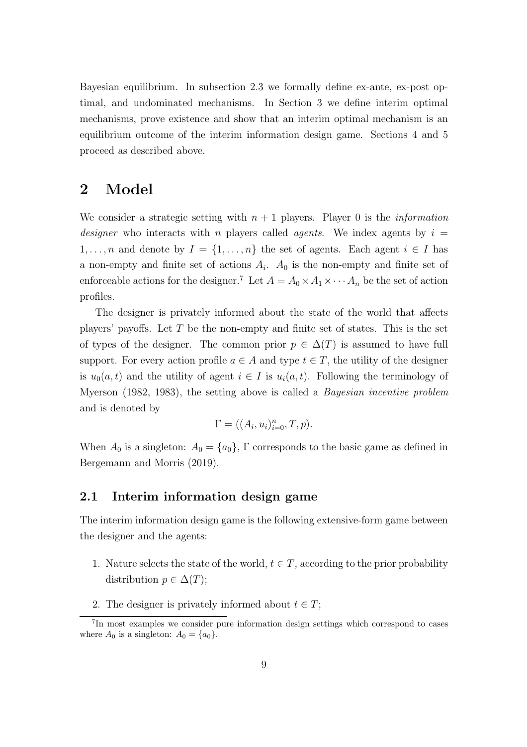Bayesian equilibrium. In subsection 2.3 we formally define ex-ante, ex-post optimal, and undominated mechanisms. In Section 3 we define interim optimal mechanisms, prove existence and show that an interim optimal mechanism is an equilibrium outcome of the interim information design game. Sections 4 and 5 proceed as described above.

## 2 Model

We consider a strategic setting with $n+1$ players. Player 0 is the *information designer* who interacts with $n$ players called *agents*. We index agents by $i = 1, \ldots, n$ and denote by $I = \{1, \ldots, n\}$ the set of agents. Each agent $i \in I$ has a non-empty and finite set of actions $A_i$. $A_0$ is the non-empty and finite set of enforceable actions for the designer.[7] Let $A = A_0 \times A_1 \times \cdots A_n$ be the set of action profiles.

The designer is privately informed about the state of the world that affects players' payoffs. Let $T$ be the non-empty and finite set of states. This is the set of types of the designer. The common prior $p \in \Delta(T)$ is assumed to have full support. For every action profile $a \in A$ and type $t \in T$, the utility of the designer is $u_0(a, t)$ and the utility of agent $i \in I$ is $u_i(a, t)$. Following the terminology of Myerson (1982, 1983), the setting above is called a *Bayesian incentive problem* and is denoted by

$$\Gamma = ((A_i, u_i)_{i=0}^n, T, p).$$

When $A_0$ is a singleton: $A_0 = \{a_0\}$, $\Gamma$ corresponds to the basic game as defined in Bergemann and Morris (2019).

### 2.1 Interim information design game

The interim information design game is the following extensive-form game between the designer and the agents:

1. Nature selects the state of the world, $t \in T$, according to the prior probability distribution $p \in \Delta(T)$;
2. The designer is privately informed about $t \in T$;

[7] In most examples we consider pure information design settings which correspond to cases where $A_0$ is a singleton: $A_0 = \{a_0\}$.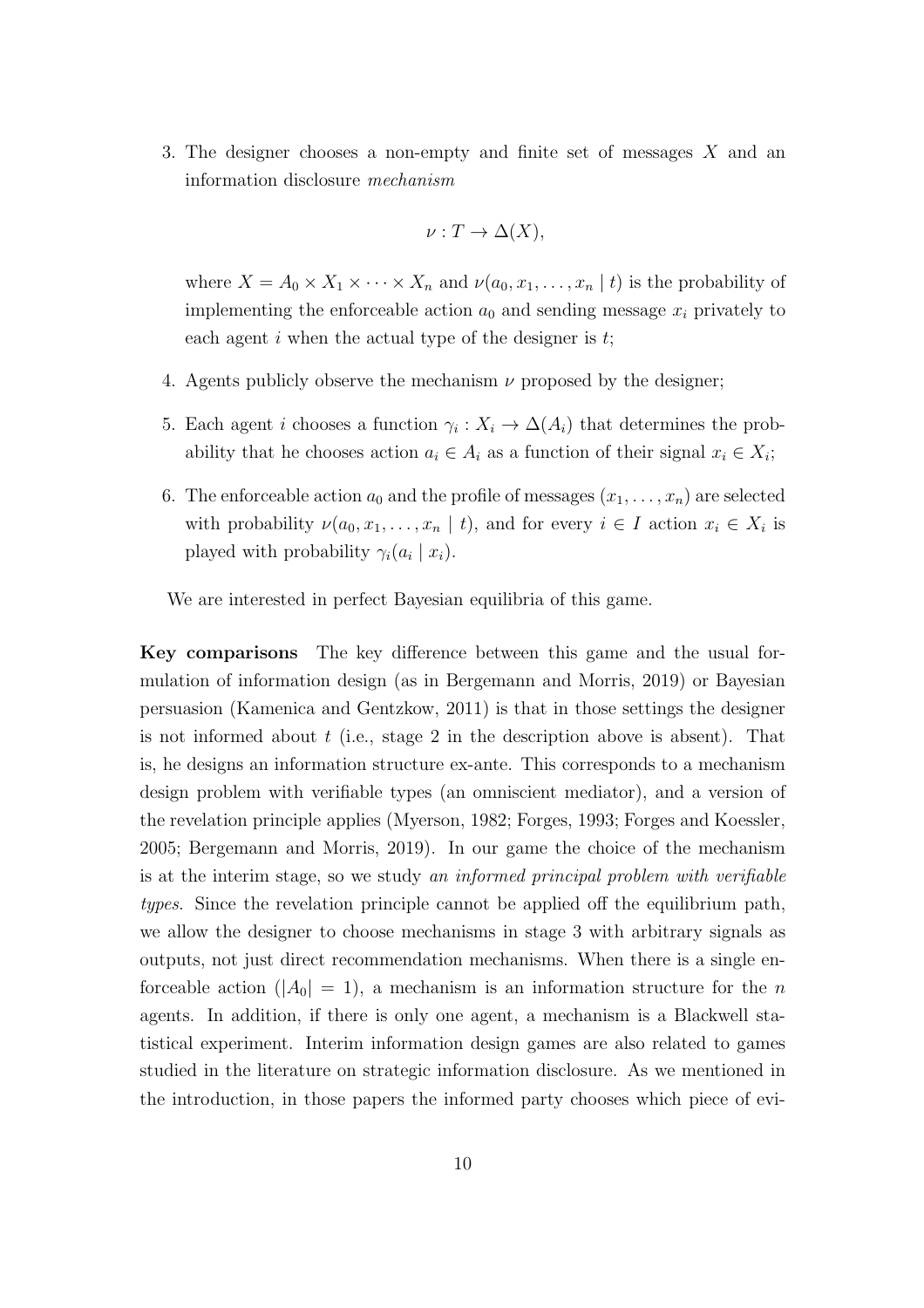3. The designer chooses a non-empty and finite set of messages $X$ and an information disclosure *mechanism*

$$\nu : T \to \Delta(X),$$

where $X = A_0 \times X_1 \times \cdots \times X_n$ and $\nu(a_0, x_1, \ldots, x_n \mid t)$ is the probability of implementing the enforceable action $a_0$ and sending message $x_i$ privately to each agent $i$ when the actual type of the designer is $t$;

4. Agents publicly observe the mechanism $\nu$ proposed by the designer;

5. Each agent $i$ chooses a function $\gamma_i : X_i \to \Delta(A_i)$ that determines the probability that he chooses action $a_i \in A_i$ as a function of their signal $x_i \in X_i$;

6. The enforceable action $a_0$ and the profile of messages $(x_1, \ldots, x_n)$ are selected with probability $\nu(a_0, x_1, \ldots, x_n \mid t)$, and for every $i \in I$ action $x_i \in X_i$ is played with probability $\gamma_i(a_i \mid x_i)$.

We are interested in perfect Bayesian equilibria of this game.

**Key comparisons** The key difference between this game and the usual formulation of information design (as in Bergemann and Morris, 2019) or Bayesian persuasion (Kamenica and Gentzkow, 2011) is that in those settings the designer is not informed about $t$ (i.e., stage 2 in the description above is absent). That is, he designs an information structure ex-ante. This corresponds to a mechanism design problem with verifiable types (an omniscient mediator), and a version of the revelation principle applies (Myerson, 1982; Forges, 1993; Forges and Koessler, 2005; Bergemann and Morris, 2019). In our game the choice of the mechanism is at the interim stage, so we study *an informed principal problem with verifiable types*. Since the revelation principle cannot be applied off the equilibrium path, we allow the designer to choose mechanisms in stage 3 with arbitrary signals as outputs, not just direct recommendation mechanisms. When there is a single enforceable action ($|A_0| = 1$), a mechanism is an information structure for the $n$ agents. In addition, if there is only one agent, a mechanism is a Blackwell statistical experiment. Interim information design games are also related to games studied in the literature on strategic information disclosure. As we mentioned in the introduction, in those papers the informed party chooses which piece of evi-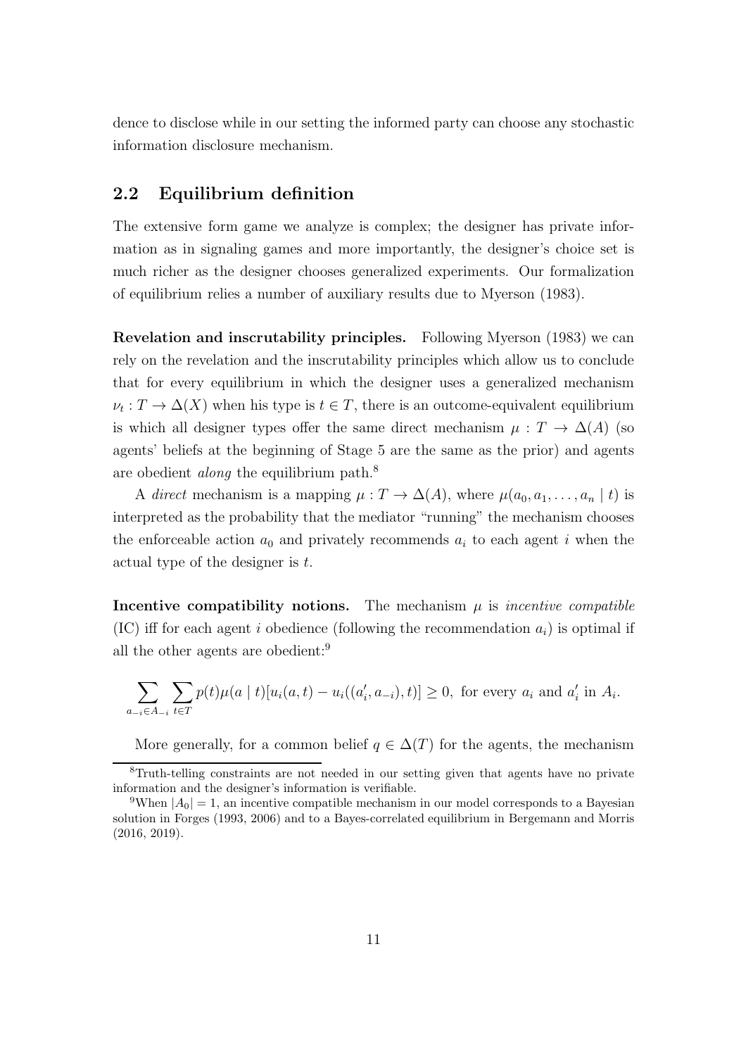dence to disclose while in our setting the informed party can choose any stochastic information disclosure mechanism.

## 2.2 Equilibrium definition

The extensive form game we analyze is complex; the designer has private information as in signaling games and more importantly, the designer's choice set is much richer as the designer chooses generalized experiments. Our formalization of equilibrium relies a number of auxiliary results due to Myerson (1983).

**Revelation and inscrutability principles.** Following Myerson (1983) we can rely on the revelation and the inscrutability principles which allow us to conclude that for every equilibrium in which the designer uses a generalized mechanism $\nu_t : T \to \Delta(X)$ when his type is $t \in T$, there is an outcome-equivalent equilibrium is which all designer types offer the same direct mechanism $\mu : T \to \Delta(A)$ (so agents' beliefs at the beginning of Stage 5 are the same as the prior) and agents are obedient *along* the equilibrium path.[8]

A *direct* mechanism is a mapping $\mu : T \to \Delta(A)$, where $\mu(a_0, a_1, \dots, a_n \mid t)$ is interpreted as the probability that the mediator "running" the mechanism chooses the enforceable action $a_0$ and privately recommends $a_i$ to each agent $i$ when the actual type of the designer is $t$.

**Incentive compatibility notions.** The mechanism $\mu$ is *incentive compatible* (IC) iff for each agent $i$ obedience (following the recommendation $a_i$) is optimal if all the other agents are obedient:[9]

$$\sum_{a_{-i} \in A_{-i}} \sum_{t \in T} p(t)\mu(a \mid t)[u_i(a, t) - u_i((a'_i, a_{-i}), t)] \geq 0, \text{ for every } a_i \text{ and } a'_i \text{ in } A_i.$$

More generally, for a common belief $q \in \Delta(T)$ for the agents, the mechanism

[8] Truth-telling constraints are not needed in our setting given that agents have no private information and the designer's information is verifiable.

[9] When $|A_0| = 1$, an incentive compatible mechanism in our model corresponds to a Bayesian solution in Forges (1993, 2006) and to a Bayes-correlated equilibrium in Bergemann and Morris (2016, 2019).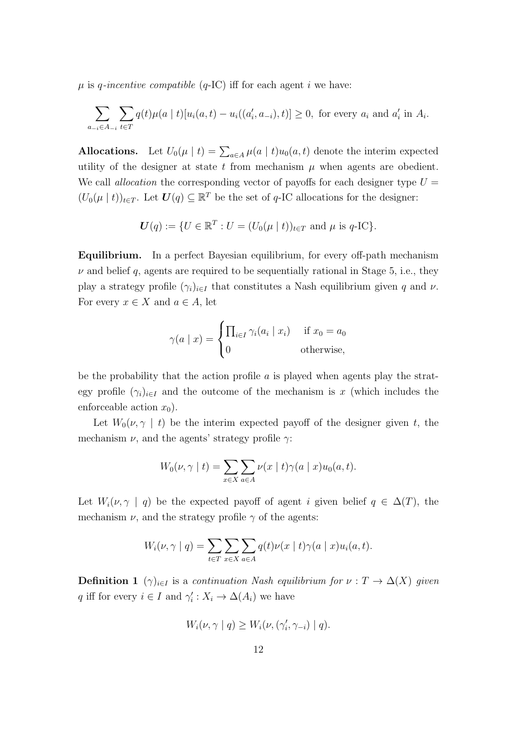$\mu$ is *q-incentive compatible* ($q$-IC) iff for each agent $i$ we have:

$$\sum_{a_{-i} \in A_{-i}} \sum_{t \in T} q(t)\mu(a \mid t)[u_i(a,t) - u_i((a'_i, a_{-i}), t)] \geq 0, \text{ for every } a_i \text{ and } a'_i \text{ in } A_i.$$

**Allocations.** Let $U_0(\mu \mid t) = \sum_{a \in A} \mu(a \mid t) u_0(a,t)$ denote the interim expected utility of the designer at state $t$ from mechanism $\mu$ when agents are obedient. We call *allocation* the corresponding vector of payoffs for each designer type $U = (U_0(\mu \mid t))_{t \in T}$. Let $\boldsymbol{U}(q) \subseteq \mathbb{R}^T$ be the set of $q$-IC allocations for the designer:

$$\boldsymbol{U}(q) := \{U \in \mathbb{R}^T : U = (U_0(\mu \mid t))_{t \in T} \text{ and } \mu \text{ is } q\text{-IC}\}.$$

**Equilibrium.** In a perfect Bayesian equilibrium, for every off-path mechanism $\nu$ and belief $q$, agents are required to be sequentially rational in Stage 5, i.e., they play a strategy profile $(\gamma_i)_{i \in I}$ that constitutes a Nash equilibrium given $q$ and $\nu$. For every $x \in X$ and $a \in A$, let

$$\gamma(a \mid x) = \begin{cases} \prod_{i \in I} \gamma_i(a_i \mid x_i) & \text{if } x_0 = a_0 \\ 0 & \text{otherwise,} \end{cases}$$

be the probability that the action profile $a$ is played when agents play the strategy profile $(\gamma_i)_{i \in I}$ and the outcome of the mechanism is $x$ (which includes the enforceable action $x_0$).

Let $W_0(\nu, \gamma \mid t)$ be the interim expected payoff of the designer given $t$, the mechanism $\nu$, and the agents' strategy profile $\gamma$:

$$W_0(\nu, \gamma \mid t) = \sum_{x \in X} \sum_{a \in A} \nu(x \mid t)\gamma(a \mid x) u_0(a,t).$$

Let $W_i(\nu, \gamma \mid q)$ be the expected payoff of agent $i$ given belief $q \in \Delta(T)$, the mechanism $\nu$, and the strategy profile $\gamma$ of the agents:

$$W_i(\nu, \gamma \mid q) = \sum_{t \in T} \sum_{x \in X} \sum_{a \in A} q(t)\nu(x \mid t)\gamma(a \mid x) u_i(a,t).$$

**Definition 1** $(\gamma)_{i \in I}$ is a *continuation Nash equilibrium for $\nu : T \to \Delta(X)$ given $q$* iff for every $i \in I$ and $\gamma'_i : X_i \to \Delta(A_i)$ we have

$$W_i(\nu, \gamma \mid q) \geq W_i(\nu, (\gamma'_i, \gamma_{-i}) \mid q).$$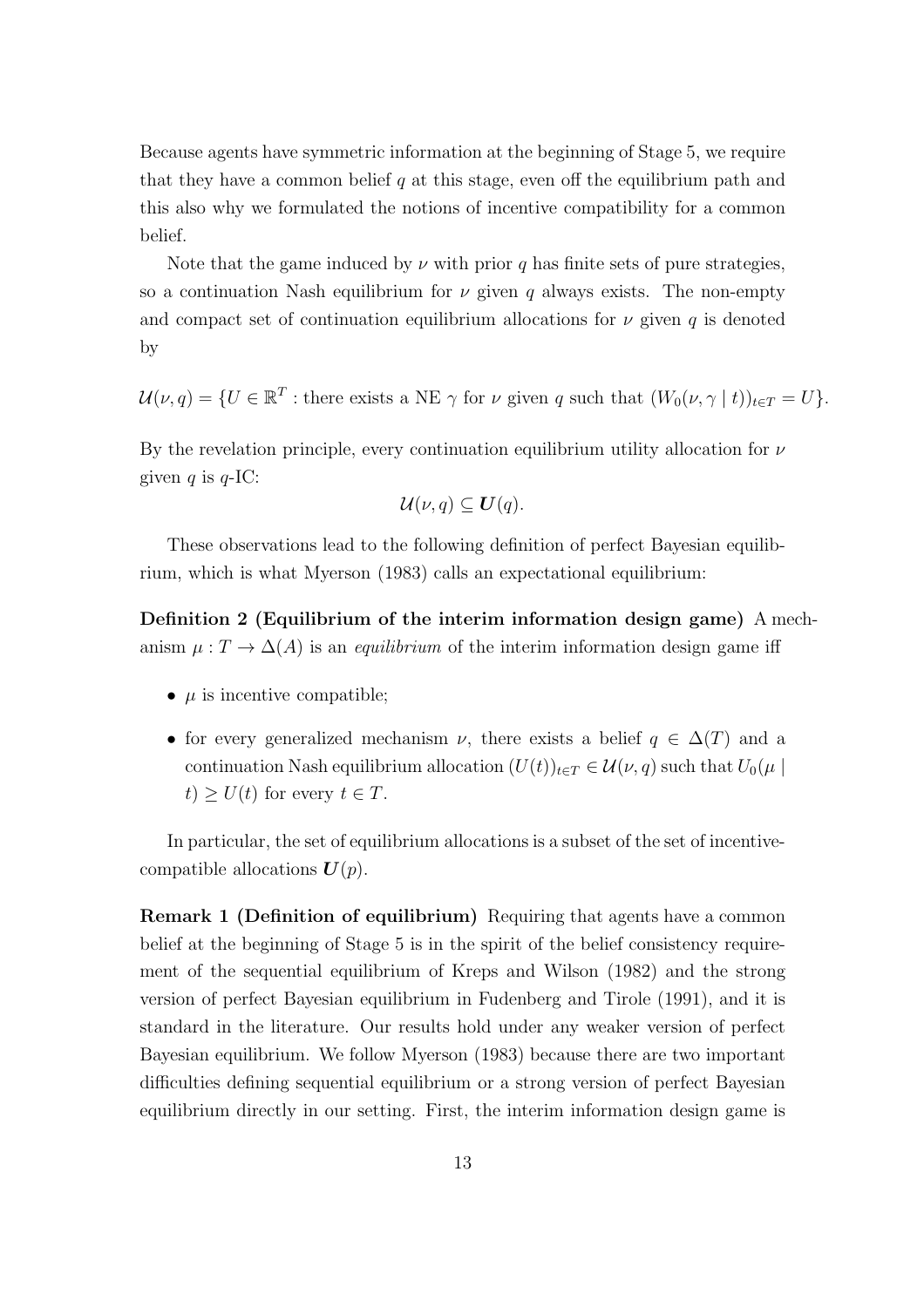Because agents have symmetric information at the beginning of Stage 5, we require that they have a common belief $q$ at this stage, even off the equilibrium path and this also why we formulated the notions of incentive compatibility for a common belief.

Note that the game induced by $\nu$ with prior $q$ has finite sets of pure strategies, so a continuation Nash equilibrium for $\nu$ given $q$ always exists. The non-empty and compact set of continuation equilibrium allocations for $\nu$ given $q$ is denoted by

$$\mathcal{U}(\nu, q) = \{U \in \mathbb{R}^T : \text{there exists a NE } \gamma \text{ for } \nu \text{ given } q \text{ such that } (W_0(\nu, \gamma \mid t))_{t \in T} = U\}.$$

By the revelation principle, every continuation equilibrium utility allocation for $\nu$ given $q$ is $q$-IC:

$$\mathcal{U}(\nu, q) \subseteq \boldsymbol{U}(q).$$

These observations lead to the following definition of perfect Bayesian equilibrium, which is what Myerson (1983) calls an expectational equilibrium:

**Definition 2 (Equilibrium of the interim information design game)** A mechanism $\mu : T \to \Delta(A)$ is an *equilibrium* of the interim information design game iff

- $\mu$ is incentive compatible;
- for every generalized mechanism $\nu$, there exists a belief $q \in \Delta(T)$ and a continuation Nash equilibrium allocation $(U(t))_{t \in T} \in \mathcal{U}(\nu, q)$ such that $U_0(\mu \mid t) \geq U(t)$ for every $t \in T$.

In particular, the set of equilibrium allocations is a subset of the set of incentive-compatible allocations $\boldsymbol{U}(p)$.

**Remark 1 (Definition of equilibrium)** Requiring that agents have a common belief at the beginning of Stage 5 is in the spirit of the belief consistency requirement of the sequential equilibrium of Kreps and Wilson (1982) and the strong version of perfect Bayesian equilibrium in Fudenberg and Tirole (1991), and it is standard in the literature. Our results hold under any weaker version of perfect Bayesian equilibrium. We follow Myerson (1983) because there are two important difficulties defining sequential equilibrium or a strong version of perfect Bayesian equilibrium directly in our setting. First, the interim information design game is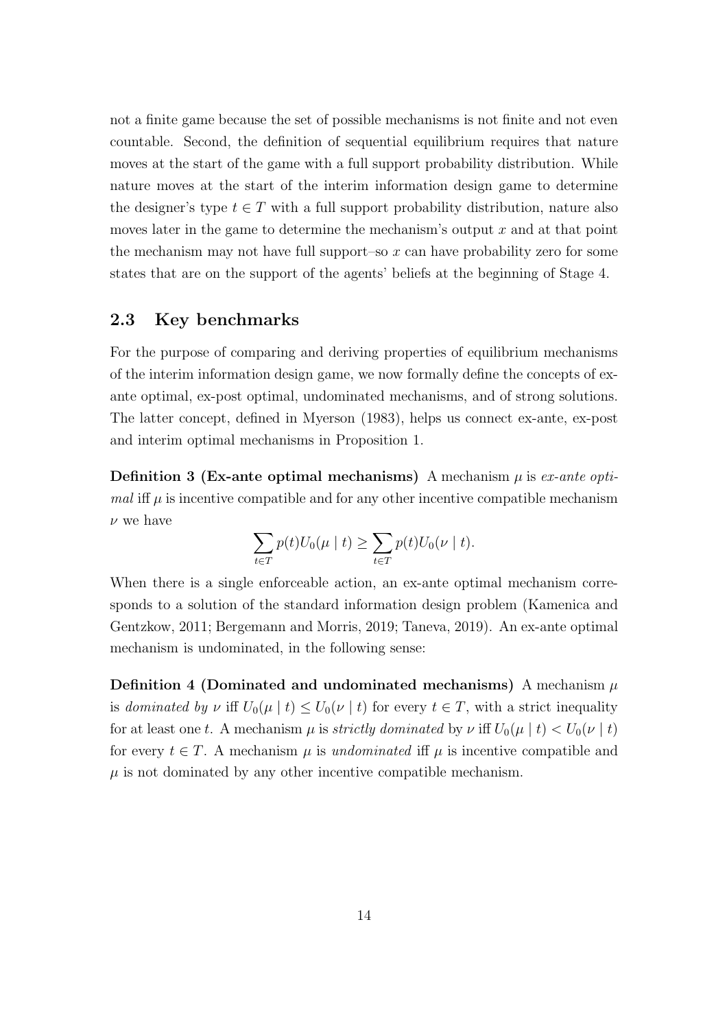not a finite game because the set of possible mechanisms is not finite and not even countable. Second, the definition of sequential equilibrium requires that nature moves at the start of the game with a full support probability distribution. While nature moves at the start of the interim information design game to determine the designer's type $t \in T$ with a full support probability distribution, nature also moves later in the game to determine the mechanism's output $x$ and at that point the mechanism may not have full support–so $x$ can have probability zero for some states that are on the support of the agents' beliefs at the beginning of Stage 4.

## 2.3 Key benchmarks

For the purpose of comparing and deriving properties of equilibrium mechanisms of the interim information design game, we now formally define the concepts of ex-ante optimal, ex-post optimal, undominated mechanisms, and of strong solutions. The latter concept, defined in Myerson (1983), helps us connect ex-ante, ex-post and interim optimal mechanisms in Proposition 1.

**Definition 3 (Ex-ante optimal mechanisms)** A mechanism $\mu$ is *ex-ante optimal* iff $\mu$ is incentive compatible and for any other incentive compatible mechanism $\nu$ we have

$$\sum_{t \in T} p(t) U_0(\mu \mid t) \geq \sum_{t \in T} p(t) U_0(\nu \mid t).$$

When there is a single enforceable action, an ex-ante optimal mechanism corresponds to a solution of the standard information design problem (Kamenica and Gentzkow, 2011; Bergemann and Morris, 2019; Taneva, 2019). An ex-ante optimal mechanism is undominated, in the following sense:

**Definition 4 (Dominated and undominated mechanisms)** A mechanism $\mu$ is *dominated by* $\nu$ iff $U_0(\mu \mid t) \leq U_0(\nu \mid t)$ for every $t \in T$, with a strict inequality for at least one $t$. A mechanism $\mu$ is *strictly dominated* by $\nu$ iff $U_0(\mu \mid t) < U_0(\nu \mid t)$ for every $t \in T$. A mechanism $\mu$ is *undominated* iff $\mu$ is incentive compatible and $\mu$ is not dominated by any other incentive compatible mechanism.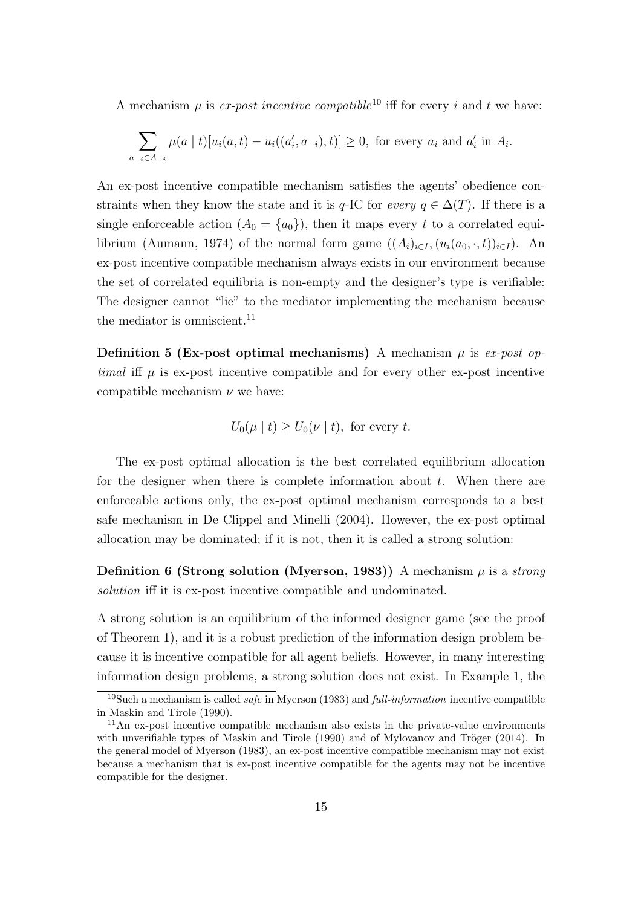A mechanism $\mu$ is *ex-post incentive compatible*[10] iff for every $i$ and $t$ we have:

$$\sum_{a_{-i} \in A_{-i}} \mu(a \mid t)[u_i(a,t) - u_i((a_i', a_{-i}), t)] \geq 0, \text{ for every } a_i \text{ and } a_i' \text{ in } A_i.$$

An ex-post incentive compatible mechanism satisfies the agents' obedience constraints when they know the state and it is $q$-IC for *every* $q \in \Delta(T)$. If there is a single enforceable action ($A_0 = \{a_0\}$), then it maps every $t$ to a correlated equilibrium (Aumann, 1974) of the normal form game $((A_i)_{i \in I}, (u_i(a_0, \cdot, t))_{i \in I})$. An ex-post incentive compatible mechanism always exists in our environment because the set of correlated equilibria is non-empty and the designer's type is verifiable: The designer cannot "lie" to the mediator implementing the mechanism because the mediator is omniscient.[11]

**Definition 5 (Ex-post optimal mechanisms)** A mechanism $\mu$ is *ex-post optimal* iff $\mu$ is ex-post incentive compatible and for every other ex-post incentive compatible mechanism $\nu$ we have:

$$U_0(\mu \mid t) \geq U_0(\nu \mid t), \text{ for every } t.$$

The ex-post optimal allocation is the best correlated equilibrium allocation for the designer when there is complete information about $t$. When there are enforceable actions only, the ex-post optimal mechanism corresponds to a best safe mechanism in De Clippel and Minelli (2004). However, the ex-post optimal allocation may be dominated; if it is not, then it is called a strong solution:

**Definition 6 (Strong solution (Myerson, 1983))** A mechanism $\mu$ is a *strong solution* iff it is ex-post incentive compatible and undominated.

A strong solution is an equilibrium of the informed designer game (see the proof of Theorem 1), and it is a robust prediction of the information design problem because it is incentive compatible for all agent beliefs. However, in many interesting information design problems, a strong solution does not exist. In Example 1, the

[10] Such a mechanism is called *safe* in Myerson (1983) and *full-information* incentive compatible in Maskin and Tirole (1990).

[11] An ex-post incentive compatible mechanism also exists in the private-value environments with unverifiable types of Maskin and Tirole (1990) and of Mylovanov and Tröger (2014). In the general model of Myerson (1983), an ex-post incentive compatible mechanism may not exist because a mechanism that is ex-post incentive compatible for the agents may not be incentive compatible for the designer.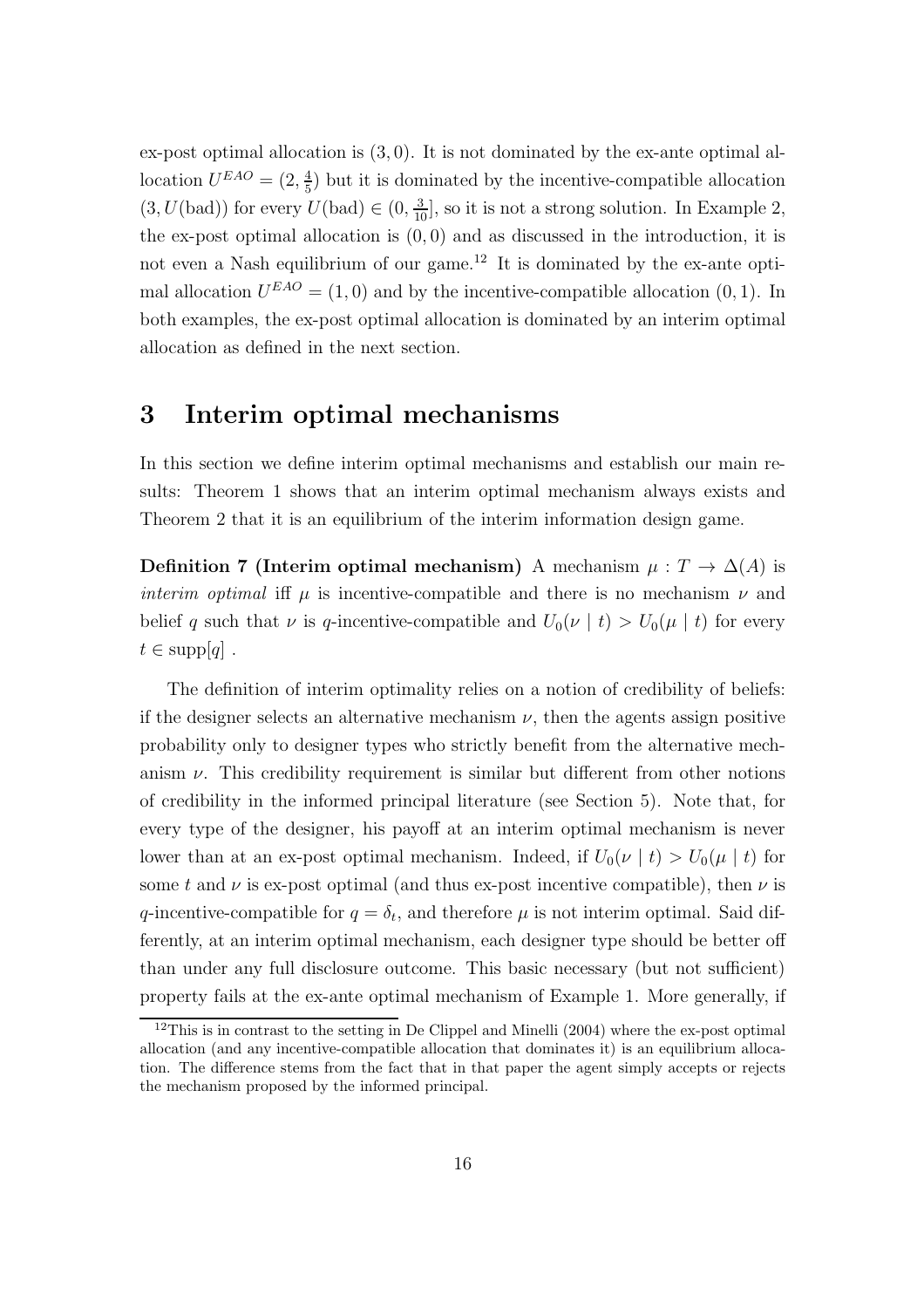ex-post optimal allocation is $(3, 0)$. It is not dominated by the ex-ante optimal allocation $U^{EAO} = (2, \frac{4}{5})$ but it is dominated by the incentive-compatible allocation $(3, U(\text{bad}))$ for every $U(\text{bad}) \in (0, \frac{3}{10}]$, so it is not a strong solution. In Example 2, the ex-post optimal allocation is $(0, 0)$ and as discussed in the introduction, it is not even a Nash equilibrium of our game.[12] It is dominated by the ex-ante optimal allocation $U^{EAO} = (1, 0)$ and by the incentive-compatible allocation $(0, 1)$. In both examples, the ex-post optimal allocation is dominated by an interim optimal allocation as defined in the next section.

# 3 Interim optimal mechanisms

In this section we define interim optimal mechanisms and establish our main results: Theorem 1 shows that an interim optimal mechanism always exists and Theorem 2 that it is an equilibrium of the interim information design game.

**Definition 7 (Interim optimal mechanism)** A mechanism $\mu : T \to \Delta(A)$ is *interim optimal* iff $\mu$ is incentive-compatible and there is no mechanism $\nu$ and belief $q$ such that $\nu$ is $q$-incentive-compatible and $U_0(\nu \mid t) > U_0(\mu \mid t)$ for every $t \in \text{supp}[q]$ .

The definition of interim optimality relies on a notion of credibility of beliefs: if the designer selects an alternative mechanism $\nu$, then the agents assign positive probability only to designer types who strictly benefit from the alternative mechanism $\nu$. This credibility requirement is similar but different from other notions of credibility in the informed principal literature (see Section 5). Note that, for every type of the designer, his payoff at an interim optimal mechanism is never lower than at an ex-post optimal mechanism. Indeed, if $U_0(\nu \mid t) > U_0(\mu \mid t)$ for some $t$ and $\nu$ is ex-post optimal (and thus ex-post incentive compatible), then $\nu$ is $q$-incentive-compatible for $q = \delta_t$, and therefore $\mu$ is not interim optimal. Said differently, at an interim optimal mechanism, each designer type should be better off than under any full disclosure outcome. This basic necessary (but not sufficient) property fails at the ex-ante optimal mechanism of Example 1. More generally, if

[12] This is in contrast to the setting in De Clippel and Minelli (2004) where the ex-post optimal allocation (and any incentive-compatible allocation that dominates it) is an equilibrium allocation. The difference stems from the fact that in that paper the agent simply accepts or rejects the mechanism proposed by the informed principal.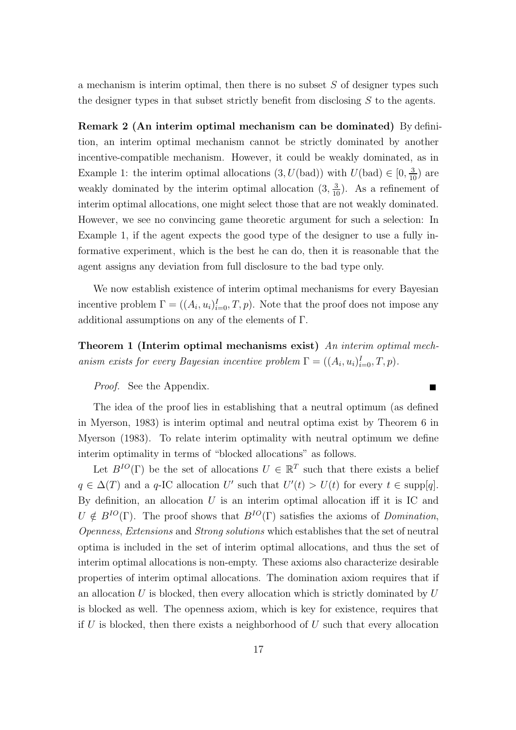a mechanism is interim optimal, then there is no subset $S$ of designer types such the designer types in that subset strictly benefit from disclosing $S$ to the agents.

**Remark 2 (An interim optimal mechanism can be dominated)** By definition, an interim optimal mechanism cannot be strictly dominated by another incentive-compatible mechanism. However, it could be weakly dominated, as in Example 1: the interim optimal allocations $(3, U(\text{bad}))$ with $U(\text{bad}) \in [0, \frac{3}{10})$ are weakly dominated by the interim optimal allocation $(3, \frac{3}{10})$. As a refinement of interim optimal allocations, one might select those that are not weakly dominated. However, we see no convincing game theoretic argument for such a selection: In Example 1, if the agent expects the good type of the designer to use a fully informative experiment, which is the best he can do, then it is reasonable that the agent assigns any deviation from full disclosure to the bad type only.

We now establish existence of interim optimal mechanisms for every Bayesian incentive problem $\Gamma = ((A_i, u_i)_{i=0}^{I}, T, p)$. Note that the proof does not impose any additional assumptions on any of the elements of $\Gamma$.

**Theorem 1 (Interim optimal mechanisms exist)** *An interim optimal mechanism exists for every Bayesian incentive problem $\Gamma = ((A_i, u_i)_{i=0}^{I}, T, p)$.*

*Proof.* See the Appendix. ■

The idea of the proof lies in establishing that a neutral optimum (as defined in Myerson, 1983) is interim optimal and neutral optima exist by Theorem 6 in Myerson (1983). To relate interim optimality with neutral optimum we define interim optimality in terms of "blocked allocations" as follows.

Let $B^{IO}(\Gamma)$ be the set of allocations $U \in \mathbb{R}^T$ such that there exists a belief $q \in \Delta(T)$ and a $q$-IC allocation $U'$ such that $U'(t) > U(t)$ for every $t \in \text{supp}[q]$. By definition, an allocation $U$ is an interim optimal allocation iff it is IC and $U \notin B^{IO}(\Gamma)$. The proof shows that $B^{IO}(\Gamma)$ satisfies the axioms of *Domination*, *Openness*, *Extensions* and *Strong solutions* which establishes that the set of neutral optima is included in the set of interim optimal allocations, and thus the set of interim optimal allocations is non-empty. These axioms also characterize desirable properties of interim optimal allocations. The domination axiom requires that if an allocation $U$ is blocked, then every allocation which is strictly dominated by $U$ is blocked as well. The openness axiom, which is key for existence, requires that if $U$ is blocked, then there exists a neighborhood of $U$ such that every allocation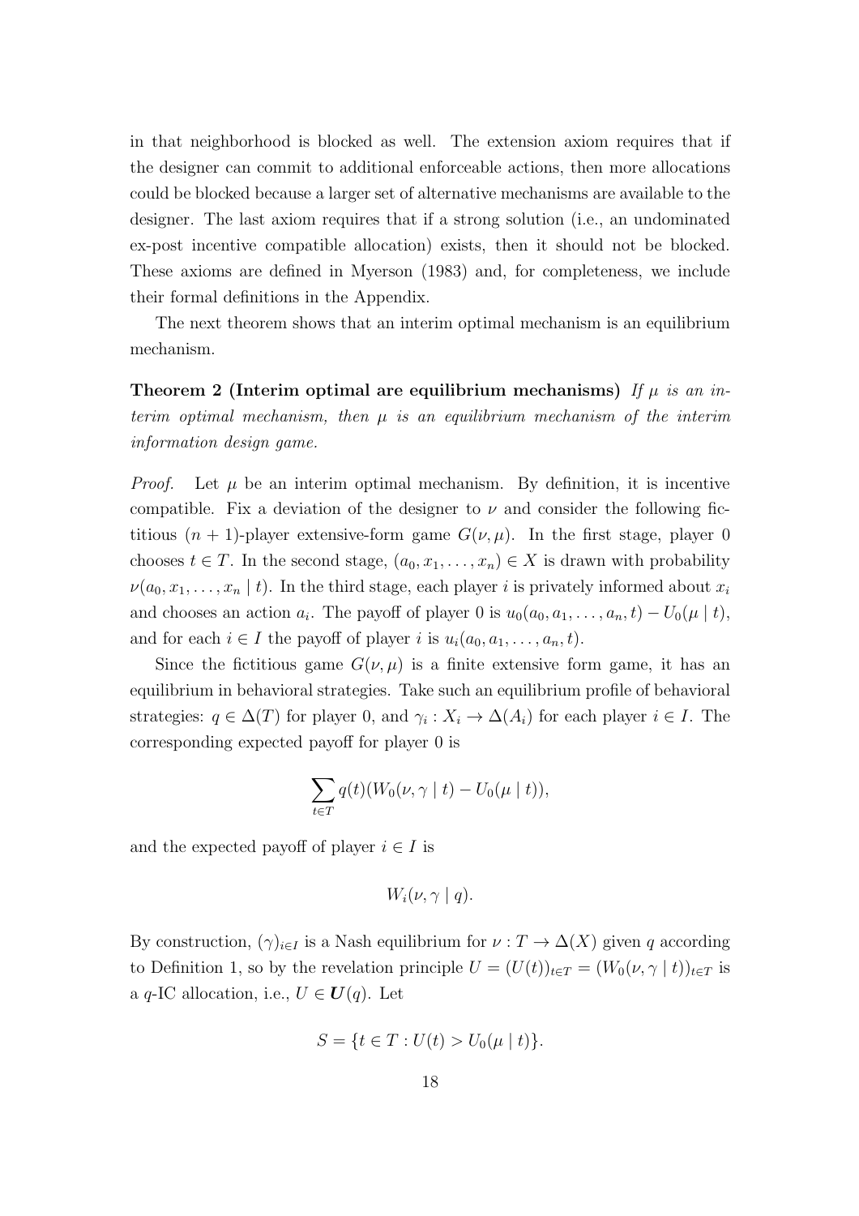in that neighborhood is blocked as well. The extension axiom requires that if the designer can commit to additional enforceable actions, then more allocations could be blocked because a larger set of alternative mechanisms are available to the designer. The last axiom requires that if a strong solution (i.e., an undominated ex-post incentive compatible allocation) exists, then it should not be blocked. These axioms are defined in Myerson (1983) and, for completeness, we include their formal definitions in the Appendix.

The next theorem shows that an interim optimal mechanism is an equilibrium mechanism.

**Theorem 2 (Interim optimal are equilibrium mechanisms)** *If $\mu$ is an interim optimal mechanism, then $\mu$ is an equilibrium mechanism of the interim information design game.*

*Proof.* Let $\mu$ be an interim optimal mechanism. By definition, it is incentive compatible. Fix a deviation of the designer to $\nu$ and consider the following fictitious $(n+1)$-player extensive-form game $G(\nu, \mu)$. In the first stage, player 0 chooses $t \in T$. In the second stage, $(a_0, x_1, \ldots, x_n) \in X$ is drawn with probability $\nu(a_0, x_1, \ldots, x_n \mid t)$. In the third stage, each player $i$ is privately informed about $x_i$ and chooses an action $a_i$. The payoff of player 0 is $u_0(a_0, a_1, \ldots, a_n, t) - U_0(\mu \mid t)$, and for each $i \in I$ the payoff of player $i$ is $u_i(a_0, a_1, \ldots, a_n, t)$.

Since the fictitious game $G(\nu, \mu)$ is a finite extensive form game, it has an equilibrium in behavioral strategies. Take such an equilibrium profile of behavioral strategies: $q \in \Delta(T)$ for player 0, and $\gamma_i : X_i \to \Delta(A_i)$ for each player $i \in I$. The corresponding expected payoff for player 0 is

$$\sum_{t \in T} q(t)(W_0(\nu, \gamma \mid t) - U_0(\mu \mid t)),$$

and the expected payoff of player $i \in I$ is

$$W_i(\nu, \gamma \mid q).$$

By construction, $(\gamma)_{i \in I}$ is a Nash equilibrium for $\nu : T \to \Delta(X)$ given $q$ according to Definition 1, so by the revelation principle $U = (U(t))_{t \in T} = (W_0(\nu, \gamma \mid t))_{t \in T}$ is a $q$-IC allocation, i.e., $U \in \boldsymbol{U}(q)$. Let

$$S = \{t \in T : U(t) > U_0(\mu \mid t)\}.$$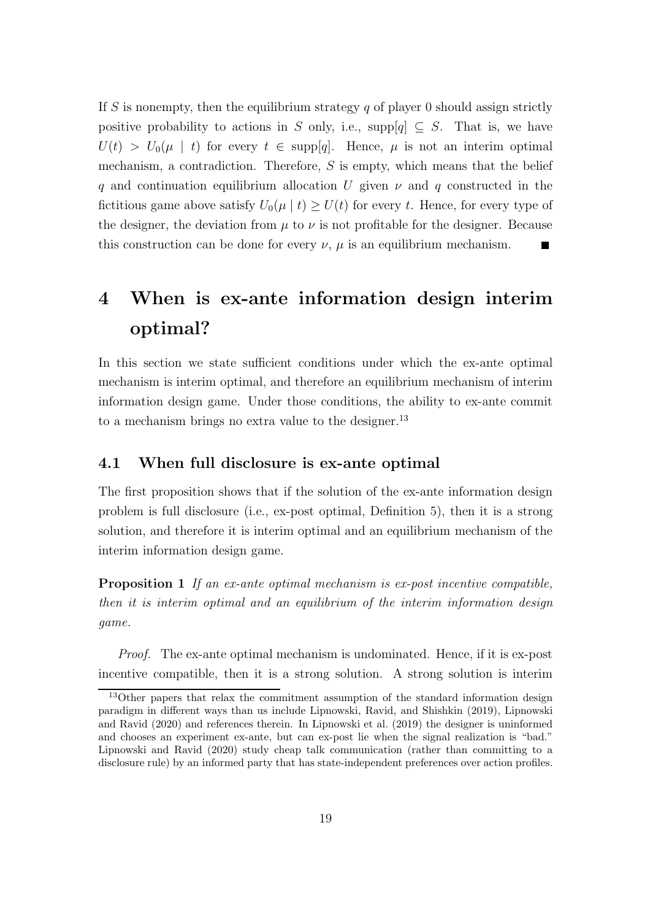If $S$ is nonempty, then the equilibrium strategy $q$ of player 0 should assign strictly positive probability to actions in $S$ only, i.e., $\text{supp}[q] \subseteq S$. That is, we have $U(t) > U_0(\mu \mid t)$ for every $t \in \text{supp}[q]$. Hence, $\mu$ is not an interim optimal mechanism, a contradiction. Therefore, $S$ is empty, which means that the belief $q$ and continuation equilibrium allocation $U$ given $\nu$ and $q$ constructed in the fictitious game above satisfy $U_0(\mu \mid t) \geq U(t)$ for every $t$. Hence, for every type of the designer, the deviation from $\mu$ to $\nu$ is not profitable for the designer. Because this construction can be done for every $\nu$, $\mu$ is an equilibrium mechanism. ■

# 4 When is ex-ante information design interim optimal?

In this section we state sufficient conditions under which the ex-ante optimal mechanism is interim optimal, and therefore an equilibrium mechanism of interim information design game. Under those conditions, the ability to ex-ante commit to a mechanism brings no extra value to the designer.[13]

## 4.1 When full disclosure is ex-ante optimal

The first proposition shows that if the solution of the ex-ante information design problem is full disclosure (i.e., ex-post optimal, Definition 5), then it is a strong solution, and therefore it is interim optimal and an equilibrium mechanism of the interim information design game.

**Proposition 1** *If an ex-ante optimal mechanism is ex-post incentive compatible, then it is interim optimal and an equilibrium of the interim information design game.*

*Proof.* The ex-ante optimal mechanism is undominated. Hence, if it is ex-post incentive compatible, then it is a strong solution. A strong solution is interim

[13] Other papers that relax the commitment assumption of the standard information design paradigm in different ways than us include Lipnowski, Ravid, and Shishkin (2019), Lipnowski and Ravid (2020) and references therein. In Lipnowski et al. (2019) the designer is uninformed and chooses an experiment ex-ante, but can ex-post lie when the signal realization is "bad." Lipnowski and Ravid (2020) study cheap talk communication (rather than committing to a disclosure rule) by an informed party that has state-independent preferences over action profiles.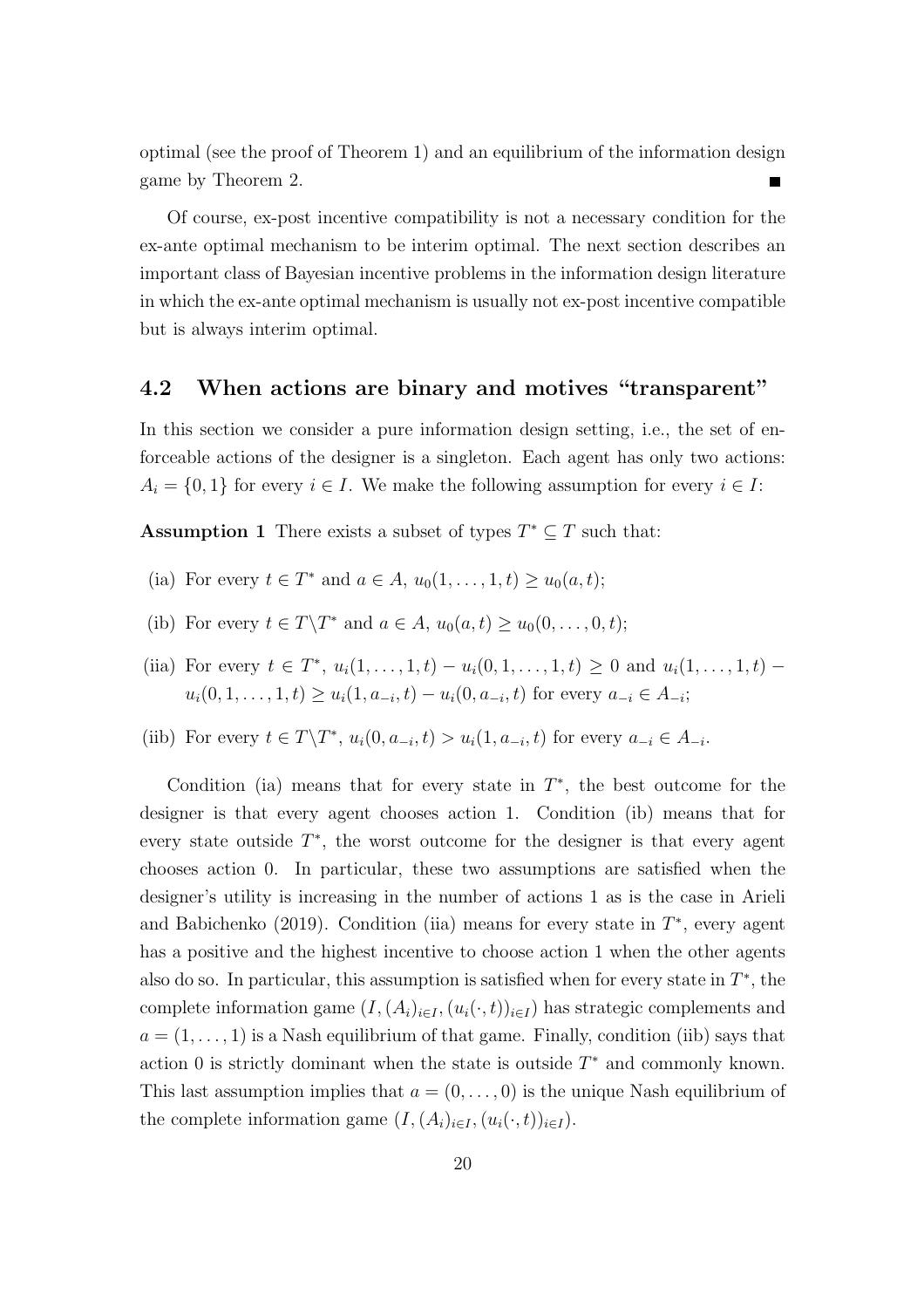optimal (see the proof of Theorem 1) and an equilibrium of the information design game by Theorem 2. ■

Of course, ex-post incentive compatibility is not a necessary condition for the ex-ante optimal mechanism to be interim optimal. The next section describes an important class of Bayesian incentive problems in the information design literature in which the ex-ante optimal mechanism is usually not ex-post incentive compatible but is always interim optimal.

## 4.2 When actions are binary and motives "transparent"

In this section we consider a pure information design setting, i.e., the set of enforceable actions of the designer is a singleton. Each agent has only two actions: $A_i = \{0, 1\}$ for every $i \in I$. We make the following assumption for every $i \in I$:

**Assumption 1** There exists a subset of types $T^* \subseteq T$ such that:

(ia) For every $t \in T^*$ and $a \in A$, $u_0(1, \ldots, 1, t) \geq u_0(a, t)$;

(ib) For every $t \in T \backslash T^*$ and $a \in A$, $u_0(a, t) \geq u_0(0, \ldots, 0, t)$;

(iia) For every $t \in T^*$, $u_i(1, \ldots, 1, t) - u_i(0, 1, \ldots, 1, t) \geq 0$ and $u_i(1, \ldots, 1, t) - u_i(0, 1, \ldots, 1, t) \geq u_i(1, a_{-i}, t) - u_i(0, a_{-i}, t)$ for every $a_{-i} \in A_{-i}$;

(iib) For every $t \in T \backslash T^*$, $u_i(0, a_{-i}, t) > u_i(1, a_{-i}, t)$ for every $a_{-i} \in A_{-i}$.

Condition (ia) means that for every state in $T^*$, the best outcome for the designer is that every agent chooses action 1. Condition (ib) means that for every state outside $T^*$, the worst outcome for the designer is that every agent chooses action 0. In particular, these two assumptions are satisfied when the designer's utility is increasing in the number of actions 1 as is the case in Arieli and Babichenko (2019). Condition (iia) means for every state in $T^*$, every agent has a positive and the highest incentive to choose action 1 when the other agents also do so. In particular, this assumption is satisfied when for every state in $T^*$, the complete information game $(I, (A_i)_{i \in I}, (u_i(\cdot, t))_{i \in I})$ has strategic complements and $a = (1, \ldots, 1)$ is a Nash equilibrium of that game. Finally, condition (iib) says that action 0 is strictly dominant when the state is outside $T^*$ and commonly known. This last assumption implies that $a = (0, \ldots, 0)$ is the unique Nash equilibrium of the complete information game $(I, (A_i)_{i \in I}, (u_i(\cdot, t))_{i \in I})$.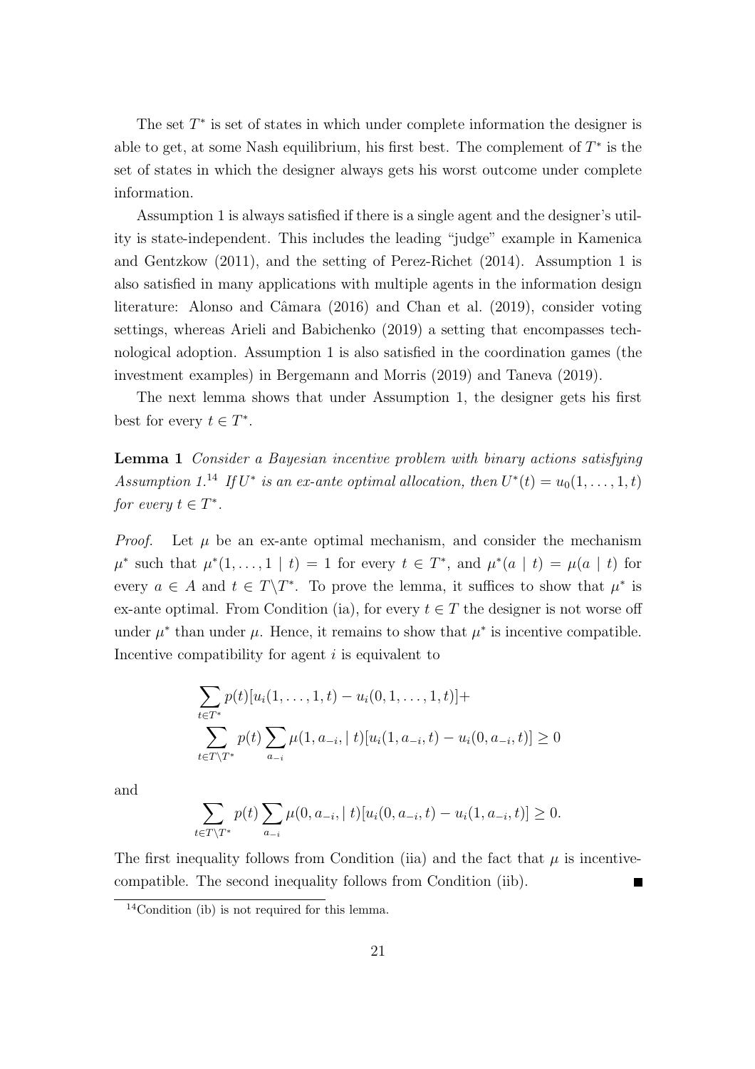The set $T^*$ is set of states in which under complete information the designer is able to get, at some Nash equilibrium, his first best. The complement of $T^*$ is the set of states in which the designer always gets his worst outcome under complete information.

Assumption 1 is always satisfied if there is a single agent and the designer's utility is state-independent. This includes the leading "judge" example in Kamenica and Gentzkow (2011), and the setting of Perez-Richet (2014). Assumption 1 is also satisfied in many applications with multiple agents in the information design literature: Alonso and Câmara (2016) and Chan et al. (2019), consider voting settings, whereas Arieli and Babichenko (2019) a setting that encompasses technological adoption. Assumption 1 is also satisfied in the coordination games (the investment examples) in Bergemann and Morris (2019) and Taneva (2019).

The next lemma shows that under Assumption 1, the designer gets his first best for every $t \in T^*$.

**Lemma 1** *Consider a Bayesian incentive problem with binary actions satisfying Assumption 1.*[14] *If $U^*$ is an ex-ante optimal allocation, then $U^*(t) = u_0(1, \ldots, 1, t)$ for every $t \in T^*$.*

*Proof.* Let $\mu$ be an ex-ante optimal mechanism, and consider the mechanism $\mu^*$ such that $\mu^*(1, \ldots, 1 \mid t) = 1$ for every $t \in T^*$, and $\mu^*(a \mid t) = \mu(a \mid t)$ for every $a \in A$ and $t \in T \backslash T^*$. To prove the lemma, it suffices to show that $\mu^*$ is ex-ante optimal. From Condition (ia), for every $t \in T$ the designer is not worse off under $\mu^*$ than under $\mu$. Hence, it remains to show that $\mu^*$ is incentive compatible. Incentive compatibility for agent $i$ is equivalent to

$$
\begin{aligned}
&\sum_{t \in T^*} p(t)[u_i(1, \ldots, 1, t) - u_i(0, 1, \ldots, 1, t)] + \\
&\sum_{t \in T \backslash T^*} p(t) \sum_{a_{-i}} \mu(1, a_{-i}, \mid t)[u_i(1, a_{-i}, t) - u_i(0, a_{-i}, t)] \geq 0
\end{aligned}
$$

and

$$
\sum_{t \in T \backslash T^*} p(t) \sum_{a_{-i}} \mu(0, a_{-i}, \mid t)[u_i(0, a_{-i}, t) - u_i(1, a_{-i}, t)] \geq 0.
$$

The first inequality follows from Condition (iia) and the fact that $\mu$ is incentive-compatible. The second inequality follows from Condition (iib). ∎

[14] Condition (ib) is not required for this lemma.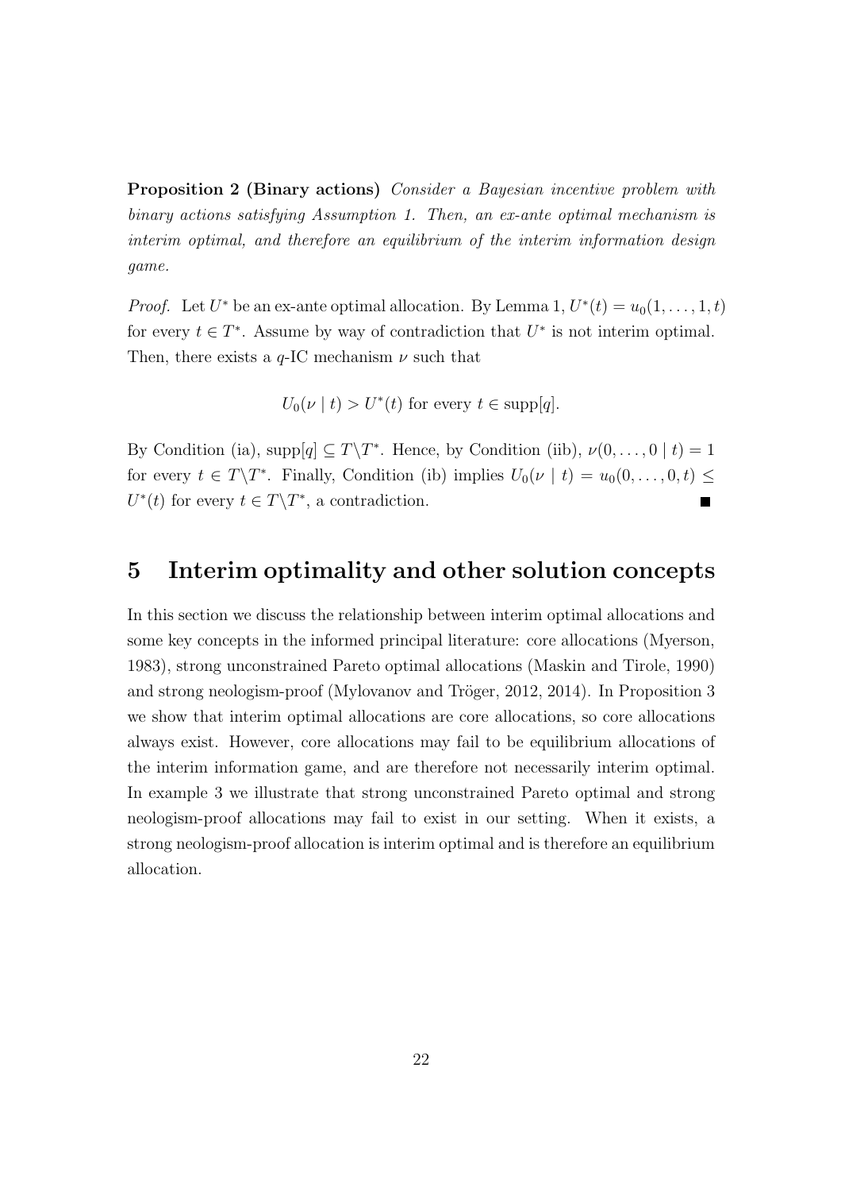**Proposition 2 (Binary actions)** *Consider a Bayesian incentive problem with binary actions satisfying Assumption 1. Then, an ex-ante optimal mechanism is interim optimal, and therefore an equilibrium of the interim information design game.*

*Proof.* Let $U^*$ be an ex-ante optimal allocation. By Lemma 1, $U^*(t) = u_0(1, \ldots, 1, t)$ for every $t \in T^*$. Assume by way of contradiction that $U^*$ is not interim optimal. Then, there exists a $q$-IC mechanism $\nu$ such that

$$U_0(\nu \mid t) > U^*(t) \text{ for every } t \in \text{supp}[q].$$

By Condition (ia), $\text{supp}[q] \subseteq T \backslash T^*$. Hence, by Condition (iib), $\nu(0, \ldots, 0 \mid t) = 1$ for every $t \in T \backslash T^*$. Finally, Condition (ib) implies $U_0(\nu \mid t) = u_0(0, \ldots, 0, t) \leq U^*(t)$ for every $t \in T \backslash T^*$, a contradiction. ∎

## 5 Interim optimality and other solution concepts

In this section we discuss the relationship between interim optimal allocations and some key concepts in the informed principal literature: core allocations (Myerson, 1983), strong unconstrained Pareto optimal allocations (Maskin and Tirole, 1990) and strong neologism-proof (Mylovanov and Tröger, 2012, 2014). In Proposition 3 we show that interim optimal allocations are core allocations, so core allocations always exist. However, core allocations may fail to be equilibrium allocations of the interim information game, and are therefore not necessarily interim optimal. In example 3 we illustrate that strong unconstrained Pareto optimal and strong neologism-proof allocations may fail to exist in our setting. When it exists, a strong neologism-proof allocation is interim optimal and is therefore an equilibrium allocation.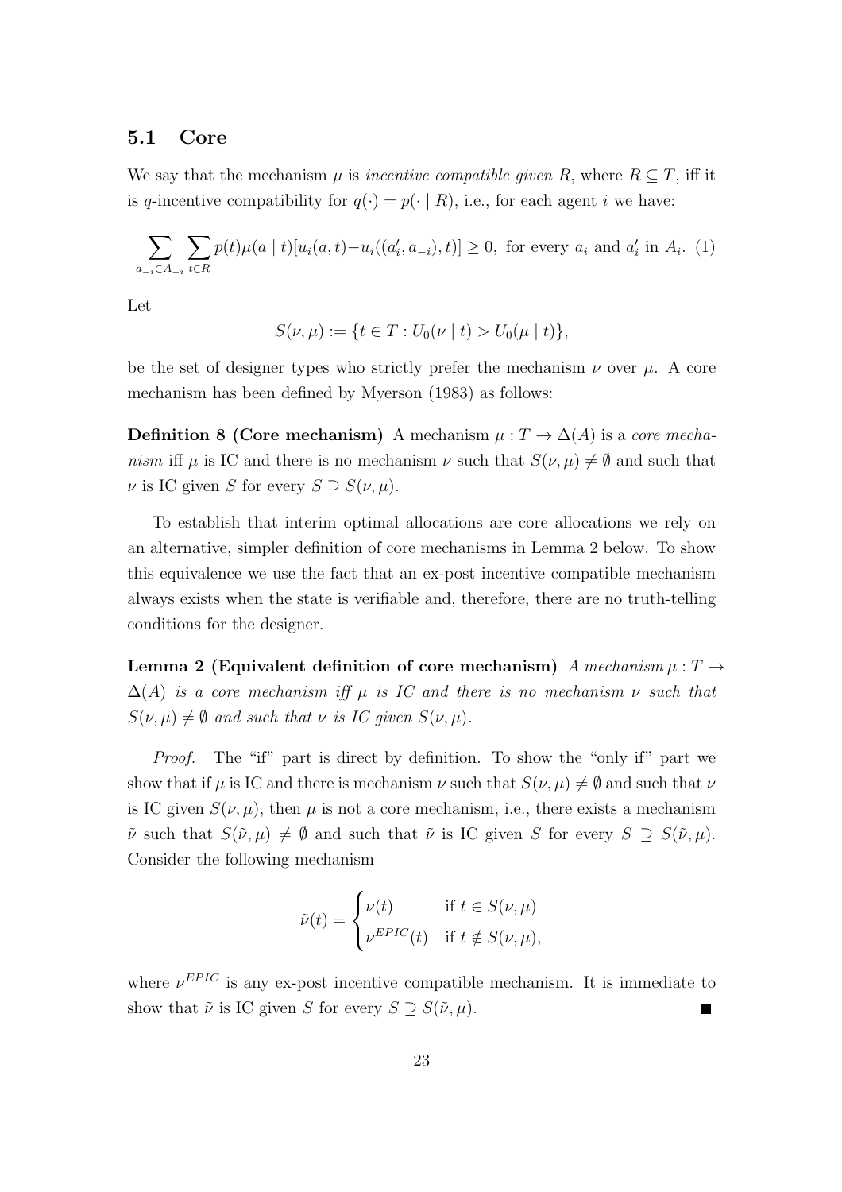## 5.1 Core

We say that the mechanism $\mu$ is *incentive compatible given $R$*, where $R \subseteq T$, iff it is $q$-incentive compatibility for $q(\cdot) = p(\cdot \mid R)$, i.e., for each agent $i$ we have:

$$\sum_{a_{-i} \in A_{-i}} \sum_{t \in R} p(t)\mu(a \mid t)[u_i(a,t) - u_i((a_i', a_{-i}), t)] \geq 0, \text{ for every } a_i \text{ and } a_i' \text{ in } A_i. \quad (1)$$

Let

$$S(\nu, \mu) := \{t \in T : U_0(\nu \mid t) > U_0(\mu \mid t)\},$$

be the set of designer types who strictly prefer the mechanism $\nu$ over $\mu$. A core mechanism has been defined by Myerson (1983) as follows:

**Definition 8 (Core mechanism)** A mechanism $\mu : T \to \Delta(A)$ is a *core mechanism* iff $\mu$ is IC and there is no mechanism $\nu$ such that $S(\nu, \mu) \neq \emptyset$ and such that $\nu$ is IC given $S$ for every $S \supseteq S(\nu, \mu)$.

To establish that interim optimal allocations are core allocations we rely on an alternative, simpler definition of core mechanisms in Lemma 2 below. To show this equivalence we use the fact that an ex-post incentive compatible mechanism always exists when the state is verifiable and, therefore, there are no truth-telling conditions for the designer.

**Lemma 2 (Equivalent definition of core mechanism)** *A mechanism $\mu : T \to \Delta(A)$ is a core mechanism iff $\mu$ is IC and there is no mechanism $\nu$ such that $S(\nu, \mu) \neq \emptyset$ and such that $\nu$ is IC given $S(\nu, \mu)$.*

*Proof.* The "if" part is direct by definition. To show the "only if" part we show that if $\mu$ is IC and there is mechanism $\nu$ such that $S(\nu, \mu) \neq \emptyset$ and such that $\nu$ is IC given $S(\nu, \mu)$, then $\mu$ is not a core mechanism, i.e., there exists a mechanism $\tilde{\nu}$ such that $S(\tilde{\nu}, \mu) \neq \emptyset$ and such that $\tilde{\nu}$ is IC given $S$ for every $S \supseteq S(\tilde{\nu}, \mu)$. Consider the following mechanism

$$\tilde{\nu}(t) = \begin{cases} \nu(t) & \text{if } t \in S(\nu, \mu) \\ \nu^{EPIC}(t) & \text{if } t \notin S(\nu, \mu), \end{cases}$$

where $\nu^{EPIC}$ is any ex-post incentive compatible mechanism. It is immediate to show that $\tilde{\nu}$ is IC given $S$ for every $S \supseteq S(\tilde{\nu}, \mu)$. ■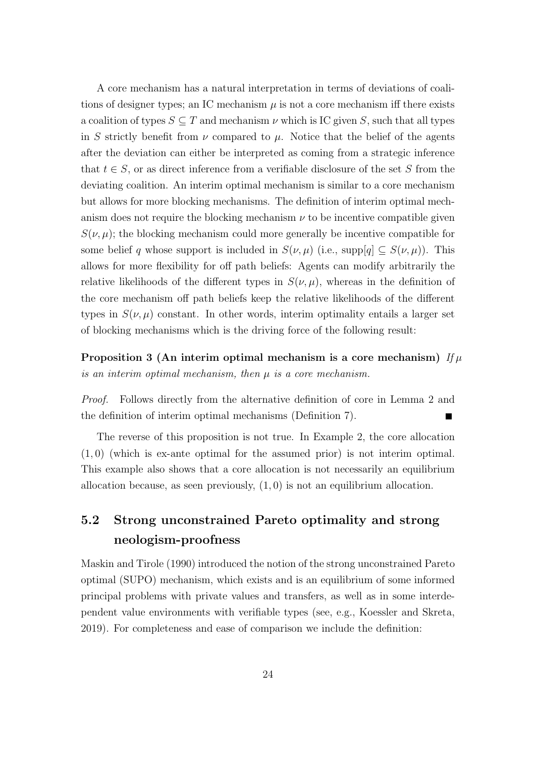A core mechanism has a natural interpretation in terms of deviations of coalitions of designer types; an IC mechanism $\mu$ is not a core mechanism iff there exists a coalition of types $S \subseteq T$ and mechanism $\nu$ which is IC given $S$, such that all types in $S$ strictly benefit from $\nu$ compared to $\mu$. Notice that the belief of the agents after the deviation can either be interpreted as coming from a strategic inference that $t \in S$, or as direct inference from a verifiable disclosure of the set $S$ from the deviating coalition. An interim optimal mechanism is similar to a core mechanism but allows for more blocking mechanisms. The definition of interim optimal mechanism does not require the blocking mechanism $\nu$ to be incentive compatible given $S(\nu, \mu)$; the blocking mechanism could more generally be incentive compatible for some belief $q$ whose support is included in $S(\nu, \mu)$ (i.e., $\text{supp}[q] \subseteq S(\nu, \mu)$). This allows for more flexibility for off path beliefs: Agents can modify arbitrarily the relative likelihoods of the different types in $S(\nu, \mu)$, whereas in the definition of the core mechanism off path beliefs keep the relative likelihoods of the different types in $S(\nu, \mu)$ constant. In other words, interim optimality entails a larger set of blocking mechanisms which is the driving force of the following result:

**Proposition 3 (An interim optimal mechanism is a core mechanism)** *If $\mu$ is an interim optimal mechanism, then $\mu$ is a core mechanism.*

*Proof.* Follows directly from the alternative definition of core in Lemma 2 and the definition of interim optimal mechanisms (Definition 7). ∎

The reverse of this proposition is not true. In Example 2, the core allocation $(1, 0)$ (which is ex-ante optimal for the assumed prior) is not interim optimal. This example also shows that a core allocation is not necessarily an equilibrium allocation because, as seen previously, $(1, 0)$ is not an equilibrium allocation.

## 5.2 Strong unconstrained Pareto optimality and strong neologism-proofness

Maskin and Tirole (1990) introduced the notion of the strong unconstrained Pareto optimal (SUPO) mechanism, which exists and is an equilibrium of some informed principal problems with private values and transfers, as well as in some interdependent value environments with verifiable types (see, e.g., Koessler and Skreta, 2019). For completeness and ease of comparison we include the definition: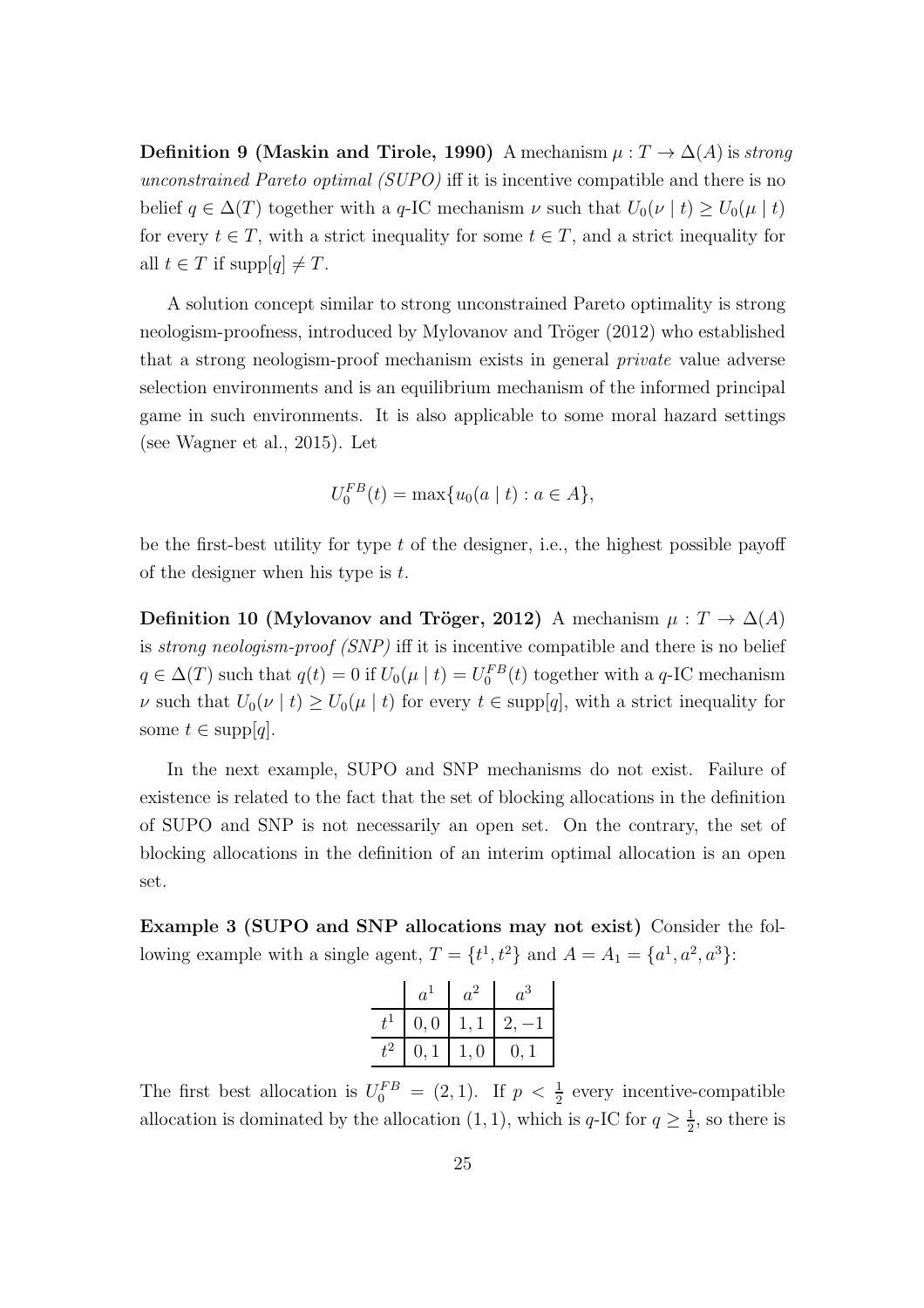**Definition 9 (Maskin and Tirole, 1990)** A mechanism $\mu : T \to \Delta(A)$ is *strong unconstrained Pareto optimal (SUPO)* iff it is incentive compatible and there is no belief $q \in \Delta(T)$ together with a $q$-IC mechanism $\nu$ such that $U_0(\nu \mid t) \geq U_0(\mu \mid t)$ for every $t \in T$, with a strict inequality for some $t \in T$, and a strict inequality for all $t \in T$ if $\text{supp}[q] \neq T$.

A solution concept similar to strong unconstrained Pareto optimality is strong neologism-proofness, introduced by Mylovanov and Tröger (2012) who established that a strong neologism-proof mechanism exists in general *private* value adverse selection environments and is an equilibrium mechanism of the informed principal game in such environments. It is also applicable to some moral hazard settings (see Wagner et al., 2015). Let

$$U_0^{FB}(t) = \max\{u_0(a \mid t) : a \in A\},$$

be the first-best utility for type $t$ of the designer, i.e., the highest possible payoff of the designer when his type is $t$.

**Definition 10 (Mylovanov and Tröger, 2012)** A mechanism $\mu : T \to \Delta(A)$ is *strong neologism-proof (SNP)* iff it is incentive compatible and there is no belief $q \in \Delta(T)$ such that $q(t) = 0$ if $U_0(\mu \mid t) = U_0^{FB}(t)$ together with a $q$-IC mechanism $\nu$ such that $U_0(\nu \mid t) \geq U_0(\mu \mid t)$ for every $t \in \text{supp}[q]$, with a strict inequality for some $t \in \text{supp}[q]$.

In the next example, SUPO and SNP mechanisms do not exist. Failure of existence is related to the fact that the set of blocking allocations in the definition of SUPO and SNP is not necessarily an open set. On the contrary, the set of blocking allocations in the definition of an interim optimal allocation is an open set.

**Example 3 (SUPO and SNP allocations may not exist)** Consider the following example with a single agent, $T = \{t^1, t^2\}$ and $A = A_1 = \{a^1, a^2, a^3\}$:

| | $a^1$ | $a^2$ | $a^3$ |
|---|---|---|---|
| $t^1$ | $0, 0$ | $1, 1$ | $2, -1$ |
| $t^2$ | $0, 1$ | $1, 0$ | $0, 1$ |

The first best allocation is $U_0^{FB} = (2, 1)$. If $p < \frac{1}{2}$ every incentive-compatible allocation is dominated by the allocation $(1, 1)$, which is $q$-IC for $q \geq \frac{1}{2}$, so there is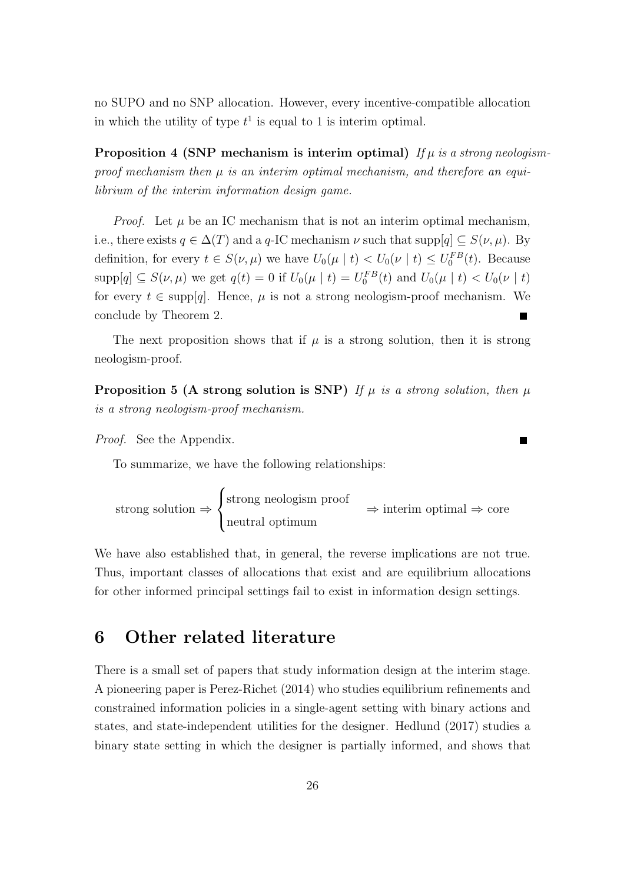no SUPO and no SNP allocation. However, every incentive-compatible allocation in which the utility of type $t^1$ is equal to 1 is interim optimal.

**Proposition 4 (SNP mechanism is interim optimal)** *If $\mu$ is a strong neologism-proof mechanism then $\mu$ is an interim optimal mechanism, and therefore an equilibrium of the interim information design game.*

*Proof.* Let $\mu$ be an IC mechanism that is not an interim optimal mechanism, i.e., there exists $q \in \Delta(T)$ and a $q$-IC mechanism $\nu$ such that $\text{supp}[q] \subseteq S(\nu, \mu)$. By definition, for every $t \in S(\nu, \mu)$ we have $U_0(\mu \mid t) < U_0(\nu \mid t) \leq U_0^{FB}(t)$. Because $\text{supp}[q] \subseteq S(\nu, \mu)$ we get $q(t) = 0$ if $U_0(\mu \mid t) = U_0^{FB}(t)$ and $U_0(\mu \mid t) < U_0(\nu \mid t)$ for every $t \in \text{supp}[q]$. Hence, $\mu$ is not a strong neologism-proof mechanism. We conclude by Theorem 2. ∎

The next proposition shows that if $\mu$ is a strong solution, then it is strong neologism-proof.

**Proposition 5 (A strong solution is SNP)** *If $\mu$ is a strong solution, then $\mu$ is a strong neologism-proof mechanism.*

*Proof.* See the Appendix. ∎

To summarize, we have the following relationships:

$$\text{strong solution} \Rightarrow \begin{cases} \text{strong neologism proof} \\ \text{neutral optimum} \end{cases} \Rightarrow \text{interim optimal} \Rightarrow \text{core}$$

We have also established that, in general, the reverse implications are not true. Thus, important classes of allocations that exist and are equilibrium allocations for other informed principal settings fail to exist in information design settings.

# 6 Other related literature

There is a small set of papers that study information design at the interim stage. A pioneering paper is Perez-Richet (2014) who studies equilibrium refinements and constrained information policies in a single-agent setting with binary actions and states, and state-independent utilities for the designer. Hedlund (2017) studies a binary state setting in which the designer is partially informed, and shows that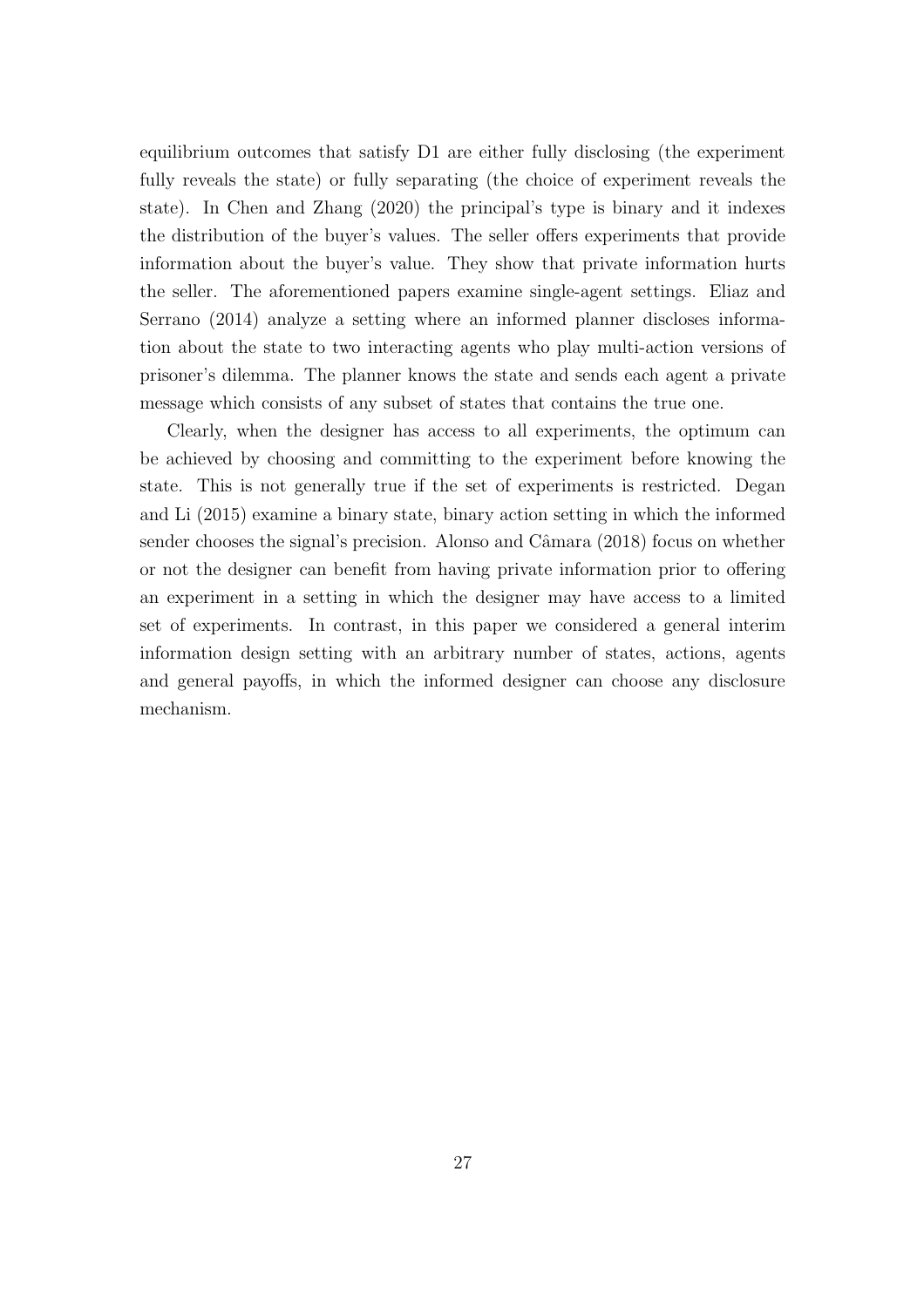equilibrium outcomes that satisfy D1 are either fully disclosing (the experiment fully reveals the state) or fully separating (the choice of experiment reveals the state). In Chen and Zhang (2020) the principal's type is binary and it indexes the distribution of the buyer's values. The seller offers experiments that provide information about the buyer's value. They show that private information hurts the seller. The aforementioned papers examine single-agent settings. Eliaz and Serrano (2014) analyze a setting where an informed planner discloses information about the state to two interacting agents who play multi-action versions of prisoner's dilemma. The planner knows the state and sends each agent a private message which consists of any subset of states that contains the true one.

Clearly, when the designer has access to all experiments, the optimum can be achieved by choosing and committing to the experiment before knowing the state. This is not generally true if the set of experiments is restricted. Degan and Li (2015) examine a binary state, binary action setting in which the informed sender chooses the signal's precision. Alonso and Câmara (2018) focus on whether or not the designer can benefit from having private information prior to offering an experiment in a setting in which the designer may have access to a limited set of experiments. In contrast, in this paper we considered a general interim information design setting with an arbitrary number of states, actions, agents and general payoffs, in which the informed designer can choose any disclosure mechanism.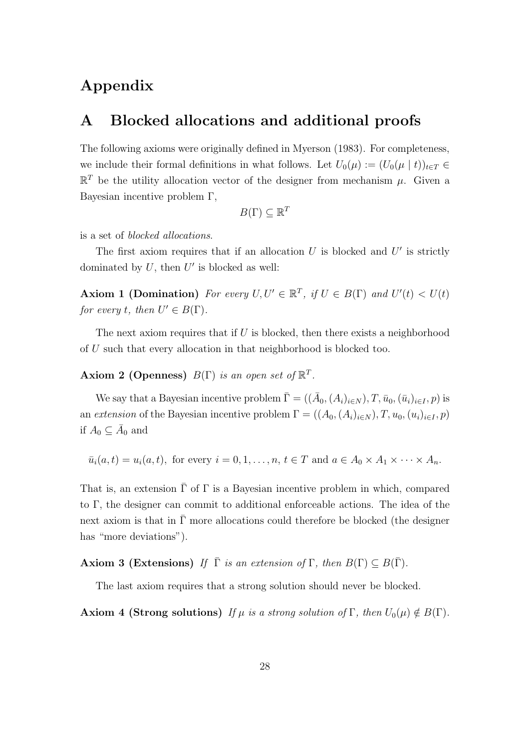# Appendix

## A Blocked allocations and additional proofs

The following axioms were originally defined in Myerson (1983). For completeness, we include their formal definitions in what follows. Let $U_0(\mu) := (U_0(\mu \mid t))_{t \in T} \in \mathbb{R}^T$ be the utility allocation vector of the designer from mechanism $\mu$. Given a Bayesian incentive problem $\Gamma$,

$$B(\Gamma) \subseteq \mathbb{R}^T$$

is a set of *blocked allocations*.

The first axiom requires that if an allocation $U$ is blocked and $U'$ is strictly dominated by $U$, then $U'$ is blocked as well:

**Axiom 1 (Domination)** *For every $U, U' \in \mathbb{R}^T$, if $U \in B(\Gamma)$ and $U'(t) < U(t)$ for every $t$, then $U' \in B(\Gamma)$.*

The next axiom requires that if $U$ is blocked, then there exists a neighborhood of $U$ such that every allocation in that neighborhood is blocked too.

**Axiom 2 (Openness)** *$B(\Gamma)$ is an open set of $\mathbb{R}^T$.*

We say that a Bayesian incentive problem $\bar{\Gamma} = ((\bar{A}_0, (A_i)_{i \in N}), T, \bar{u}_0, (\bar{u}_i)_{i \in I}, p)$ is an *extension* of the Bayesian incentive problem $\Gamma = ((A_0, (A_i)_{i \in N}), T, u_0, (u_i)_{i \in I}, p)$ if $A_0 \subseteq \bar{A}_0$ and

$$\bar{u}_i(a, t) = u_i(a, t), \text{ for every } i = 0, 1, \dots, n, \ t \in T \text{ and } a \in A_0 \times A_1 \times \cdots \times A_n.$$

That is, an extension $\bar{\Gamma}$ of $\Gamma$ is a Bayesian incentive problem in which, compared to $\Gamma$, the designer can commit to additional enforceable actions. The idea of the next axiom is that in $\bar{\Gamma}$ more allocations could therefore be blocked (the designer has "more deviations").

**Axiom 3 (Extensions)** *If $\bar{\Gamma}$ is an extension of $\Gamma$, then $B(\Gamma) \subseteq B(\bar{\Gamma})$.*

The last axiom requires that a strong solution should never be blocked.

**Axiom 4 (Strong solutions)** *If $\mu$ is a strong solution of $\Gamma$, then $U_0(\mu) \notin B(\Gamma)$.*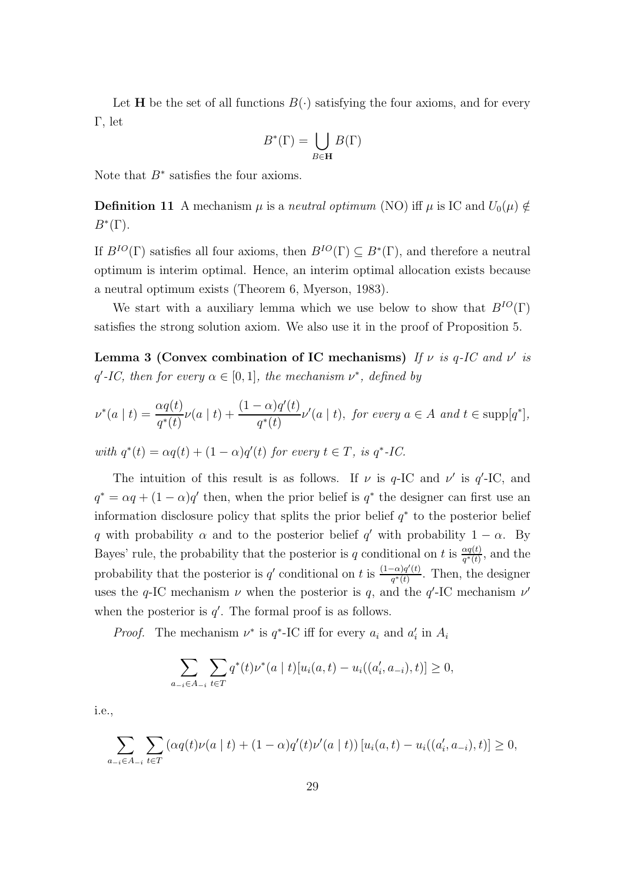Let $\mathbf{H}$ be the set of all functions $B(\cdot)$ satisfying the four axioms, and for every $\Gamma$, let

$$B^*(\Gamma) = \bigcup_{B \in \mathbf{H}} B(\Gamma)$$

Note that $B^*$ satisfies the four axioms.

**Definition 11** A mechanism $\mu$ is a *neutral optimum* (NO) iff $\mu$ is IC and $U_0(\mu) \notin B^*(\Gamma)$.

If $B^{IO}(\Gamma)$ satisfies all four axioms, then $B^{IO}(\Gamma) \subseteq B^*(\Gamma)$, and therefore a neutral optimum is interim optimal. Hence, an interim optimal allocation exists because a neutral optimum exists (Theorem 6, Myerson, 1983).

We start with a auxiliary lemma which we use below to show that $B^{IO}(\Gamma)$ satisfies the strong solution axiom. We also use it in the proof of Proposition 5.

**Lemma 3 (Convex combination of IC mechanisms)** *If $\nu$ is $q$-IC and $\nu'$ is $q'$-IC, then for every $\alpha \in [0,1]$, the mechanism $\nu^*$, defined by*

$$\nu^*(a \mid t) = \frac{\alpha q(t)}{q^*(t)} \nu(a \mid t) + \frac{(1-\alpha)q'(t)}{q^*(t)} \nu'(a \mid t), \text{ for every } a \in A \text{ and } t \in \operatorname{supp}[q^*],$$

*with $q^*(t) = \alpha q(t) + (1-\alpha)q'(t)$ for every $t \in T$, is $q^*$-IC.*

The intuition of this result is as follows. If $\nu$ is $q$-IC and $\nu'$ is $q'$-IC, and $q^* = \alpha q + (1-\alpha)q'$ then, when the prior belief is $q^*$ the designer can first use an information disclosure policy that splits the prior belief $q^*$ to the posterior belief $q$ with probability $\alpha$ and to the posterior belief $q'$ with probability $1-\alpha$. By Bayes' rule, the probability that the posterior is $q$ conditional on $t$ is $\frac{\alpha q(t)}{q^*(t)}$, and the probability that the posterior is $q'$ conditional on $t$ is $\frac{(1-\alpha)q'(t)}{q^*(t)}$. Then, the designer uses the $q$-IC mechanism $\nu$ when the posterior is $q$, and the $q'$-IC mechanism $\nu'$ when the posterior is $q'$. The formal proof is as follows.

*Proof.* The mechanism $\nu^*$ is $q^*$-IC iff for every $a_i$ and $a_i'$ in $A_i$

$$\sum_{a_{-i} \in A_{-i}} \sum_{t \in T} q^*(t) \nu^*(a \mid t)[u_i(a,t) - u_i((a_i', a_{-i}), t)] \geq 0,$$

i.e.,

$$\sum_{a_{-i} \in A_{-i}} \sum_{t \in T} \left(\alpha q(t) \nu(a \mid t) + (1-\alpha) q'(t) \nu'(a \mid t)\right) [u_i(a,t) - u_i((a_i', a_{-i}), t)] \geq 0,$$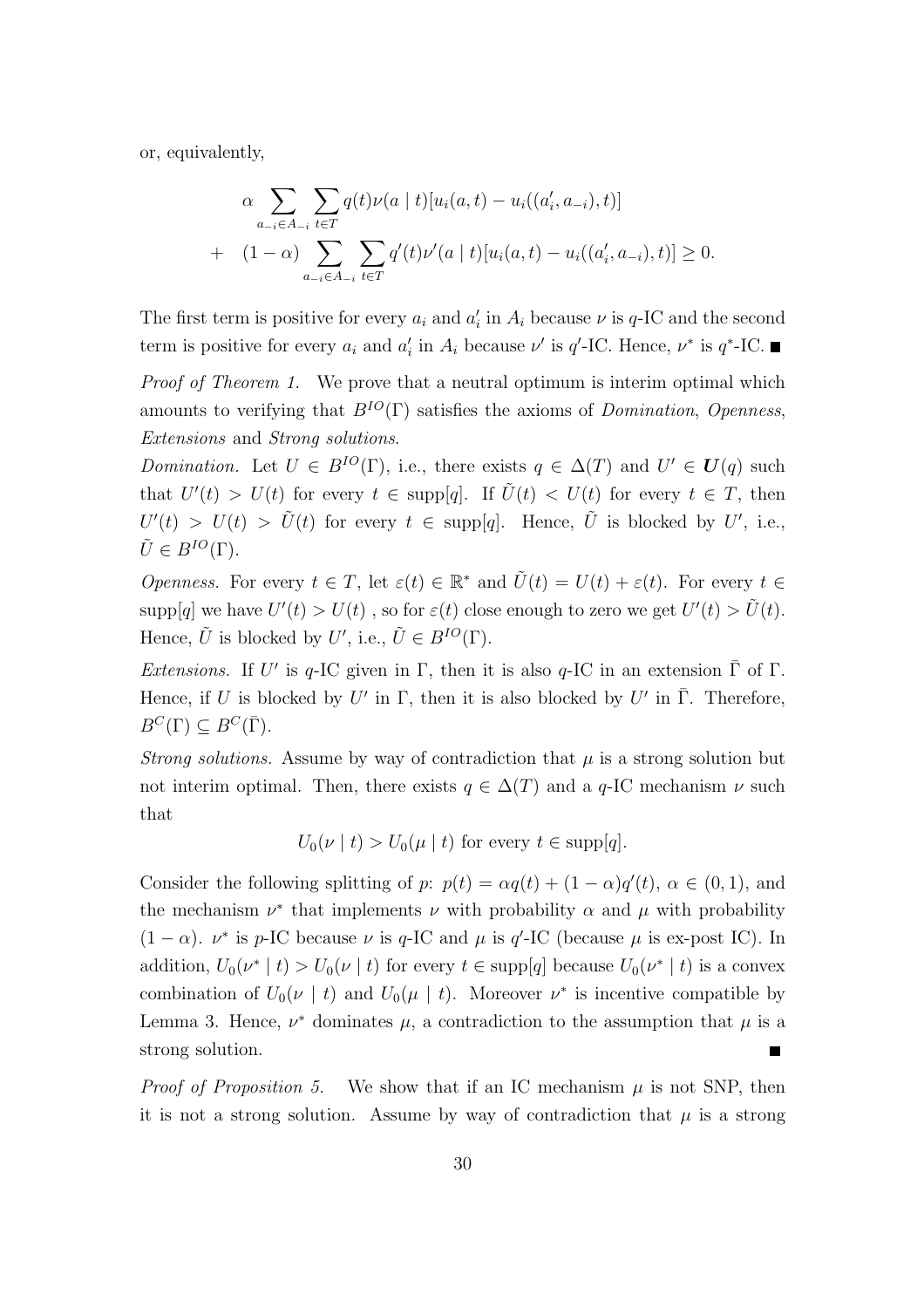or, equivalently,

$$
\begin{aligned}
& \alpha \sum_{a_{-i} \in A_{-i}} \sum_{t \in T} q(t)\nu(a \mid t)[u_i(a,t) - u_i((a_i', a_{-i}), t)] \\
+ \quad & (1-\alpha) \sum_{a_{-i} \in A_{-i}} \sum_{t \in T} q'(t)\nu'(a \mid t)[u_i(a,t) - u_i((a_i', a_{-i}), t)] \geq 0.
\end{aligned}
$$

The first term is positive for every $a_i$ and $a_i'$ in $A_i$ because $\nu$ is $q$-IC and the second term is positive for every $a_i$ and $a_i'$ in $A_i$ because $\nu'$ is $q'$-IC. Hence, $\nu^*$ is $q^*$-IC. ■

*Proof of Theorem 1.* We prove that a neutral optimum is interim optimal which amounts to verifying that $B^{IO}(\Gamma)$ satisfies the axioms of *Domination*, *Openness*, *Extensions* and *Strong solutions*.

*Domination.* Let $U \in B^{IO}(\Gamma)$, i.e., there exists $q \in \Delta(T)$ and $U' \in \boldsymbol{U}(q)$ such that $U'(t) > U(t)$ for every $t \in \text{supp}[q]$. If $\tilde{U}(t) < U(t)$ for every $t \in T$, then $U'(t) > U(t) > \tilde{U}(t)$ for every $t \in \text{supp}[q]$. Hence, $\tilde{U}$ is blocked by $U'$, i.e., $\tilde{U} \in B^{IO}(\Gamma)$.

*Openness.* For every $t \in T$, let $\varepsilon(t) \in \mathbb{R}^*$ and $\tilde{U}(t) = U(t) + \varepsilon(t)$. For every $t \in \text{supp}[q]$ we have $U'(t) > U(t)$ , so for $\varepsilon(t)$ close enough to zero we get $U'(t) > \tilde{U}(t)$. Hence, $\tilde{U}$ is blocked by $U'$, i.e., $\tilde{U} \in B^{IO}(\Gamma)$.

*Extensions.* If $U'$ is $q$-IC given in $\Gamma$, then it is also $q$-IC in an extension $\bar{\Gamma}$ of $\Gamma$. Hence, if $U$ is blocked by $U'$ in $\Gamma$, then it is also blocked by $U'$ in $\bar{\Gamma}$. Therefore, $B^C(\Gamma) \subseteq B^C(\bar{\Gamma})$.

*Strong solutions.* Assume by way of contradiction that $\mu$ is a strong solution but not interim optimal. Then, there exists $q \in \Delta(T)$ and a $q$-IC mechanism $\nu$ such that

$$U_0(\nu \mid t) > U_0(\mu \mid t) \text{ for every } t \in \text{supp}[q].$$

Consider the following splitting of $p$: $p(t) = \alpha q(t) + (1-\alpha)q'(t)$, $\alpha \in (0,1)$, and the mechanism $\nu^*$ that implements $\nu$ with probability $\alpha$ and $\mu$ with probability $(1-\alpha)$. $\nu^*$ is $p$-IC because $\nu$ is $q$-IC and $\mu$ is $q'$-IC (because $\mu$ is ex-post IC). In addition, $U_0(\nu^* \mid t) > U_0(\nu \mid t)$ for every $t \in \text{supp}[q]$ because $U_0(\nu^* \mid t)$ is a convex combination of $U_0(\nu \mid t)$ and $U_0(\mu \mid t)$. Moreover $\nu^*$ is incentive compatible by Lemma 3. Hence, $\nu^*$ dominates $\mu$, a contradiction to the assumption that $\mu$ is a strong solution. ■

*Proof of Proposition 5.* We show that if an IC mechanism $\mu$ is not SNP, then it is not a strong solution. Assume by way of contradiction that $\mu$ is a strong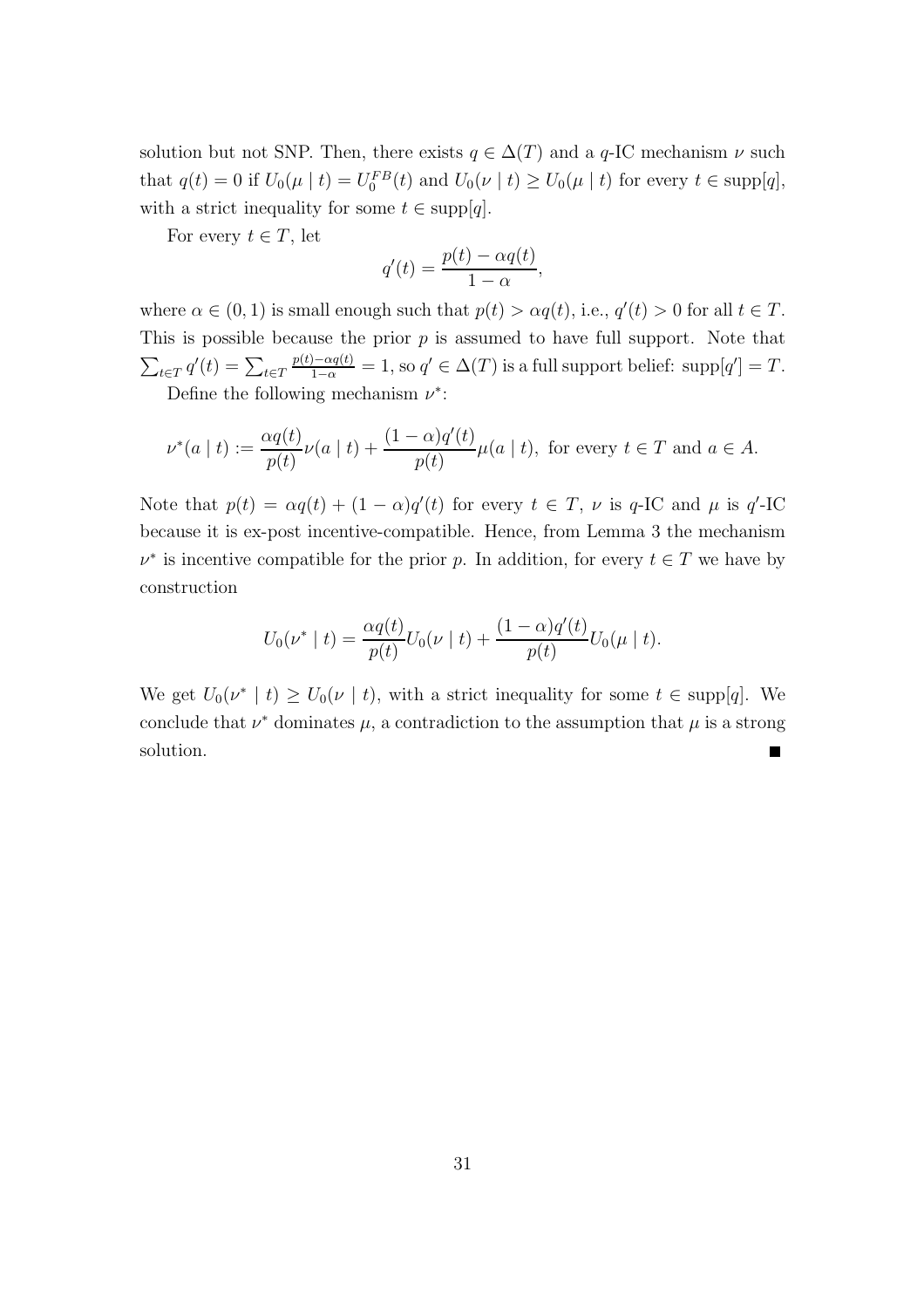solution but not SNP. Then, there exists $q \in \Delta(T)$ and a $q$-IC mechanism $\nu$ such that $q(t) = 0$ if $U_0(\mu \mid t) = U_0^{FB}(t)$ and $U_0(\nu \mid t) \geq U_0(\mu \mid t)$ for every $t \in \text{supp}[q]$, with a strict inequality for some $t \in \text{supp}[q]$.

For every $t \in T$, let

$$q'(t) = \frac{p(t) - \alpha q(t)}{1 - \alpha},$$

where $\alpha \in (0, 1)$ is small enough such that $p(t) > \alpha q(t)$, i.e., $q'(t) > 0$ for all $t \in T$. This is possible because the prior $p$ is assumed to have full support. Note that $\sum_{t \in T} q'(t) = \sum_{t \in T} \frac{p(t) - \alpha q(t)}{1 - \alpha} = 1$, so $q' \in \Delta(T)$ is a full support belief: $\text{supp}[q'] = T$.

Define the following mechanism $\nu^*$:

$$\nu^*(a \mid t) := \frac{\alpha q(t)}{p(t)} \nu(a \mid t) + \frac{(1 - \alpha) q'(t)}{p(t)} \mu(a \mid t), \text{ for every } t \in T \text{ and } a \in A.$$

Note that $p(t) = \alpha q(t) + (1 - \alpha) q'(t)$ for every $t \in T$, $\nu$ is $q$-IC and $\mu$ is $q'$-IC because it is ex-post incentive-compatible. Hence, from Lemma 3 the mechanism $\nu^*$ is incentive compatible for the prior $p$. In addition, for every $t \in T$ we have by construction

$$U_0(\nu^* \mid t) = \frac{\alpha q(t)}{p(t)} U_0(\nu \mid t) + \frac{(1 - \alpha) q'(t)}{p(t)} U_0(\mu \mid t).$$

We get $U_0(\nu^* \mid t) \geq U_0(\nu \mid t)$, with a strict inequality for some $t \in \text{supp}[q]$. We conclude that $\nu^*$ dominates $\mu$, a contradiction to the assumption that $\mu$ is a strong solution. ■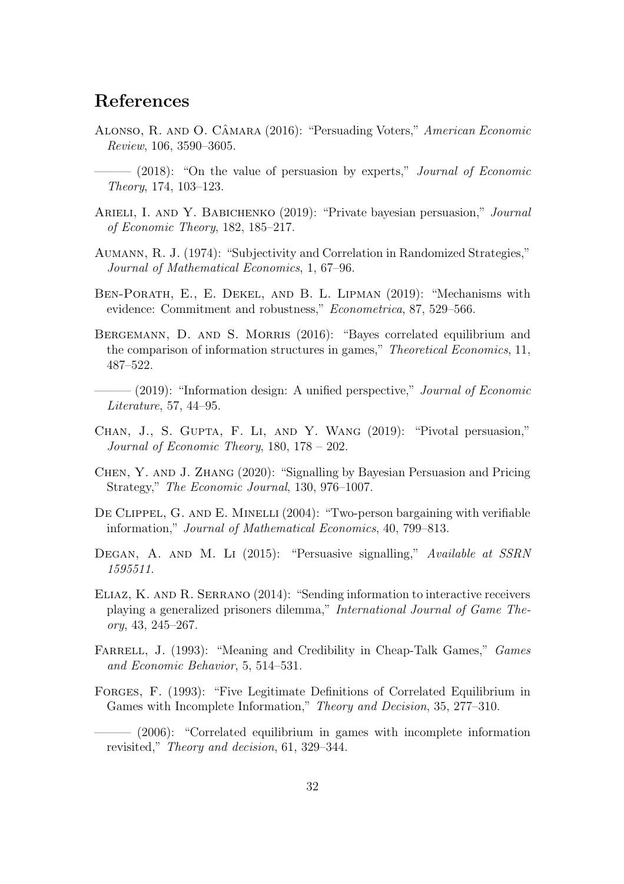# References

Alonso, R. and O. Câmara (2016): "Persuading Voters," *American Economic Review*, 106, 3590–3605.

——— (2018): "On the value of persuasion by experts," *Journal of Economic Theory*, 174, 103–123.

Arieli, I. and Y. Babichenko (2019): "Private bayesian persuasion," *Journal of Economic Theory*, 182, 185–217.

Aumann, R. J. (1974): "Subjectivity and Correlation in Randomized Strategies," *Journal of Mathematical Economics*, 1, 67–96.

Ben-Porath, E., E. Dekel, and B. L. Lipman (2019): "Mechanisms with evidence: Commitment and robustness," *Econometrica*, 87, 529–566.

Bergemann, D. and S. Morris (2016): "Bayes correlated equilibrium and the comparison of information structures in games," *Theoretical Economics*, 11, 487–522.

——— (2019): "Information design: A unified perspective," *Journal of Economic Literature*, 57, 44–95.

Chan, J., S. Gupta, F. Li, and Y. Wang (2019): "Pivotal persuasion," *Journal of Economic Theory*, 180, 178 – 202.

Chen, Y. and J. Zhang (2020): "Signalling by Bayesian Persuasion and Pricing Strategy," *The Economic Journal*, 130, 976–1007.

De Clippel, G. and E. Minelli (2004): "Two-person bargaining with verifiable information," *Journal of Mathematical Economics*, 40, 799–813.

Degan, A. and M. Li (2015): "Persuasive signalling," *Available at SSRN 1595511*.

Eliaz, K. and R. Serrano (2014): "Sending information to interactive receivers playing a generalized prisoners dilemma," *International Journal of Game Theory*, 43, 245–267.

Farrell, J. (1993): "Meaning and Credibility in Cheap-Talk Games," *Games and Economic Behavior*, 5, 514–531.

Forges, F. (1993): "Five Legitimate Definitions of Correlated Equilibrium in Games with Incomplete Information," *Theory and Decision*, 35, 277–310.

——— (2006): "Correlated equilibrium in games with incomplete information revisited," *Theory and decision*, 61, 329–344.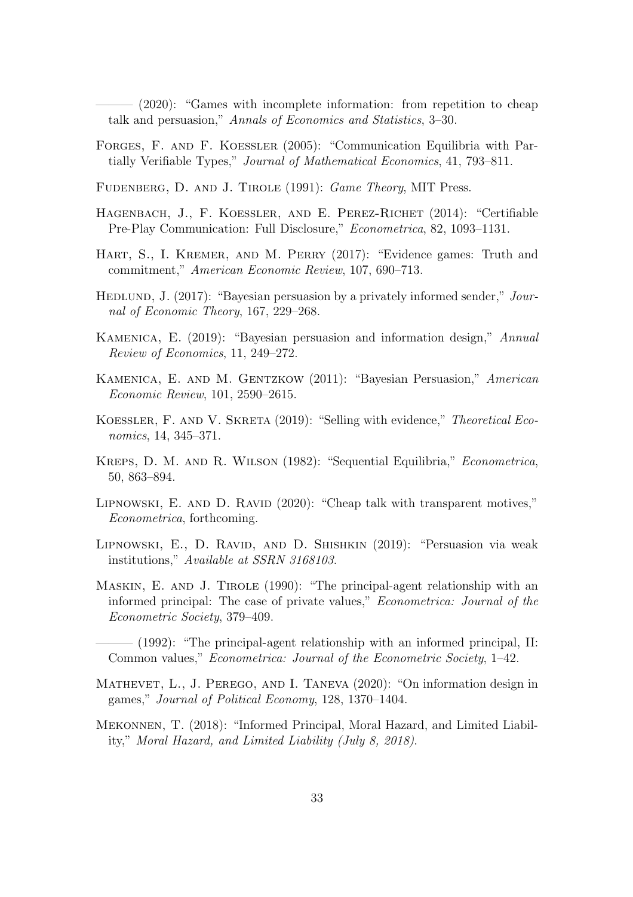——— (2020): "Games with incomplete information: from repetition to cheap talk and persuasion," *Annals of Economics and Statistics*, 3–30.

Forges, F. and F. Koessler (2005): "Communication Equilibria with Partially Verifiable Types," *Journal of Mathematical Economics*, 41, 793–811.

Fudenberg, D. and J. Tirole (1991): *Game Theory*, MIT Press.

Hagenbach, J., F. Koessler, and E. Perez-Richet (2014): "Certifiable Pre-Play Communication: Full Disclosure," *Econometrica*, 82, 1093–1131.

Hart, S., I. Kremer, and M. Perry (2017): "Evidence games: Truth and commitment," *American Economic Review*, 107, 690–713.

Hedlund, J. (2017): "Bayesian persuasion by a privately informed sender," *Journal of Economic Theory*, 167, 229–268.

Kamenica, E. (2019): "Bayesian persuasion and information design," *Annual Review of Economics*, 11, 249–272.

Kamenica, E. and M. Gentzkow (2011): "Bayesian Persuasion," *American Economic Review*, 101, 2590–2615.

Koessler, F. and V. Skreta (2019): "Selling with evidence," *Theoretical Economics*, 14, 345–371.

Kreps, D. M. and R. Wilson (1982): "Sequential Equilibria," *Econometrica*, 50, 863–894.

Lipnowski, E. and D. Ravid (2020): "Cheap talk with transparent motives," *Econometrica*, forthcoming.

Lipnowski, E., D. Ravid, and D. Shishkin (2019): "Persuasion via weak institutions," *Available at SSRN 3168103*.

Maskin, E. and J. Tirole (1990): "The principal-agent relationship with an informed principal: The case of private values," *Econometrica: Journal of the Econometric Society*, 379–409.

——— (1992): "The principal-agent relationship with an informed principal, II: Common values," *Econometrica: Journal of the Econometric Society*, 1–42.

Mathevet, L., J. Perego, and I. Taneva (2020): "On information design in games," *Journal of Political Economy*, 128, 1370–1404.

Mekonnen, T. (2018): "Informed Principal, Moral Hazard, and Limited Liability," *Moral Hazard, and Limited Liability (July 8, 2018)*.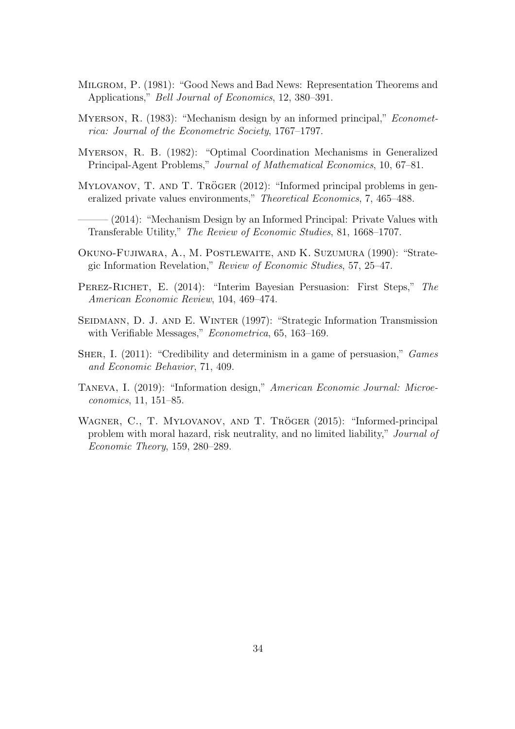Milgrom, P. (1981): "Good News and Bad News: Representation Theorems and Applications," *Bell Journal of Economics*, 12, 380–391.

Myerson, R. (1983): "Mechanism design by an informed principal," *Econometrica: Journal of the Econometric Society*, 1767–1797.

Myerson, R. B. (1982): "Optimal Coordination Mechanisms in Generalized Principal-Agent Problems," *Journal of Mathematical Economics*, 10, 67–81.

Mylovanov, T. and T. Tröger (2012): "Informed principal problems in generalized private values environments," *Theoretical Economics*, 7, 465–488.

——— (2014): "Mechanism Design by an Informed Principal: Private Values with Transferable Utility," *The Review of Economic Studies*, 81, 1668–1707.

Okuno-Fujiwara, A., M. Postlewaite, and K. Suzumura (1990): "Strategic Information Revelation," *Review of Economic Studies*, 57, 25–47.

Perez-Richet, E. (2014): "Interim Bayesian Persuasion: First Steps," *The American Economic Review*, 104, 469–474.

Seidmann, D. J. and E. Winter (1997): "Strategic Information Transmission with Verifiable Messages," *Econometrica*, 65, 163–169.

Sher, I. (2011): "Credibility and determinism in a game of persuasion," *Games and Economic Behavior*, 71, 409.

Taneva, I. (2019): "Information design," *American Economic Journal: Microeconomics*, 11, 151–85.

Wagner, C., T. Mylovanov, and T. Tröger (2015): "Informed-principal problem with moral hazard, risk neutrality, and no limited liability," *Journal of Economic Theory*, 159, 280–289.